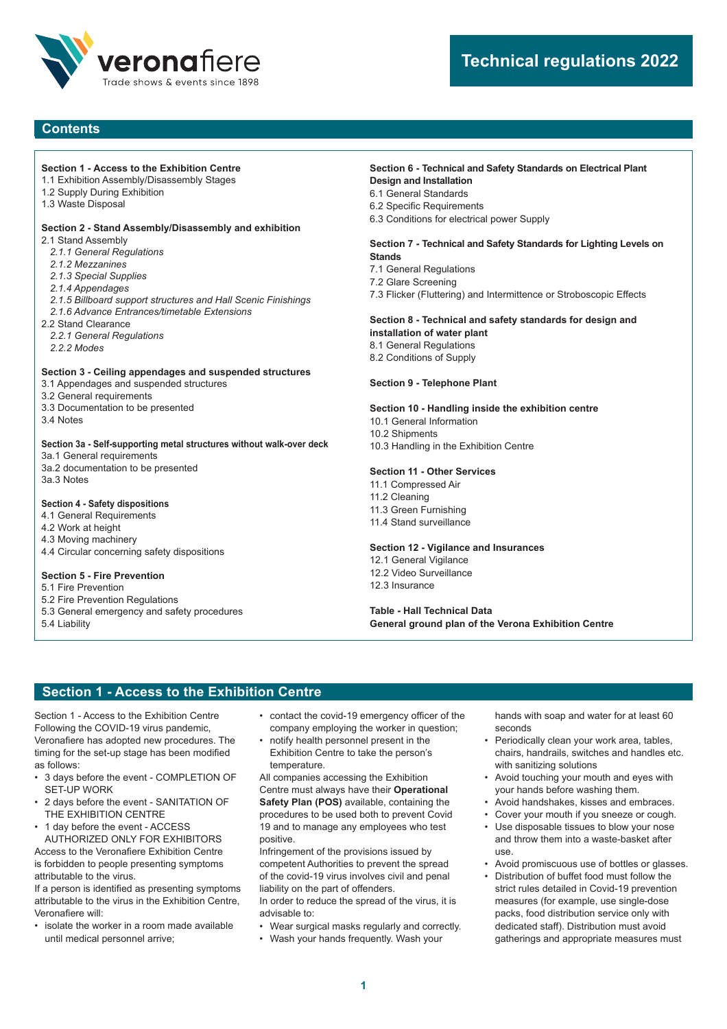veronafiere
Trade shows & events since 1898

# Technical regulations 2022

## Contents

**Section 1 - Access to the Exhibition Centre**
1.1 Exhibition Assembly/Disassembly Stages
1.2 Supply During Exhibition
1.3 Waste Disposal

**Section 2 - Stand Assembly/Disassembly and exhibition**
2.1 Stand Assembly
*2.1.1 General Regulations*
*2.1.2 Mezzanines*
*2.1.3 Special Supplies*
*2.1.4 Appendages*
*2.1.5 Billboard support structures and Hall Scenic Finishings*
*2.1.6 Advance Entrances/timetable Extensions*
2.2 Stand Clearance
*2.2.1 General Regulations*
*2.2.2 Modes*

**Section 3 - Ceiling appendages and suspended structures**
3.1 Appendages and suspended structures
3.2 General requirements
3.3 Documentation to be presented
3.4 Notes

**Section 3a - Self-supporting metal structures without walk-over deck**
3a.1 General requirements
3a.2 documentation to be presented
3a.3 Notes

**Section 4 - Safety dispositions**
4.1 General Requirements
4.2 Work at height
4.3 Moving machinery
4.4 Circular concerning safety dispositions

**Section 5 - Fire Prevention**
5.1 Fire Prevention
5.2 Fire Prevention Regulations
5.3 General emergency and safety procedures
5.4 Liability

**Section 6 - Technical and Safety Standards on Electrical Plant Design and Installation**
6.1 General Standards
6.2 Specific Requirements
6.3 Conditions for electrical power Supply

**Section 7 - Technical and Safety Standards for Lighting Levels on Stands**
7.1 General Regulations
7.2 Glare Screening
7.3 Flicker (Fluttering) and Intermittence or Stroboscopic Effects

**Section 8 - Technical and safety standards for design and installation of water plant**
8.1 General Regulations
8.2 Conditions of Supply

**Section 9 - Telephone Plant**

**Section 10 - Handling inside the exhibition centre**
10.1 General Information
10.2 Shipments
10.3 Handling in the Exhibition Centre

**Section 11 - Other Services**
11.1 Compressed Air
11.2 Cleaning
11.3 Green Furnishing
11.4 Stand surveillance

**Section 12 - Vigilance and Insurances**
12.1 General Vigilance
12.2 Video Surveillance
12.3 Insurance

**Table - Hall Technical Data**
**General ground plan of the Verona Exhibition Centre**

## Section 1 - Access to the Exhibition Centre

Section 1 - Access to the Exhibition Centre
Following the COVID-19 virus pandemic, Veronafiere has adopted new procedures. The timing for the set-up stage has been modified as follows:

- 3 days before the event - COMPLETION OF SET-UP WORK
- 2 days before the event - SANITATION OF THE EXHIBITION CENTRE
- 1 day before the event - ACCESS AUTHORIZED ONLY FOR EXHIBITORS

Access to the Veronafiere Exhibition Centre is forbidden to people presenting symptoms attributable to the virus.
If a person is identified as presenting symptoms attributable to the virus in the Exhibition Centre, Veronafiere will:

- isolate the worker in a room made available until medical personnel arrive;
- contact the covid-19 emergency officer of the company employing the worker in question;
- notify health personnel present in the Exhibition Centre to take the person's temperature.

All companies accessing the Exhibition Centre must always have their **Operational Safety Plan (POS)** available, containing the procedures to be used both to prevent Covid 19 and to manage any employees who test positive.
Infringement of the provisions issued by competent Authorities to prevent the spread of the covid-19 virus involves civil and penal liability on the part of offenders.
In order to reduce the spread of the virus, it is advisable to:

- Wear surgical masks regularly and correctly.
- Wash your hands frequently. Wash your hands with soap and water for at least 60 seconds
- Periodically clean your work area, tables, chairs, handrails, switches and handles etc. with sanitizing solutions
- Avoid touching your mouth and eyes with your hands before washing them.
- Avoid handshakes, kisses and embraces.
- Cover your mouth if you sneeze or cough.
- Use disposable tissues to blow your nose and throw them into a waste-basket after use.
- Avoid promiscuous use of bottles or glasses.
- Distribution of buffet food must follow the strict rules detailed in Covid-19 prevention measures (for example, use single-dose packs, food distribution service only with dedicated staff). Distribution must avoid gatherings and appropriate measures must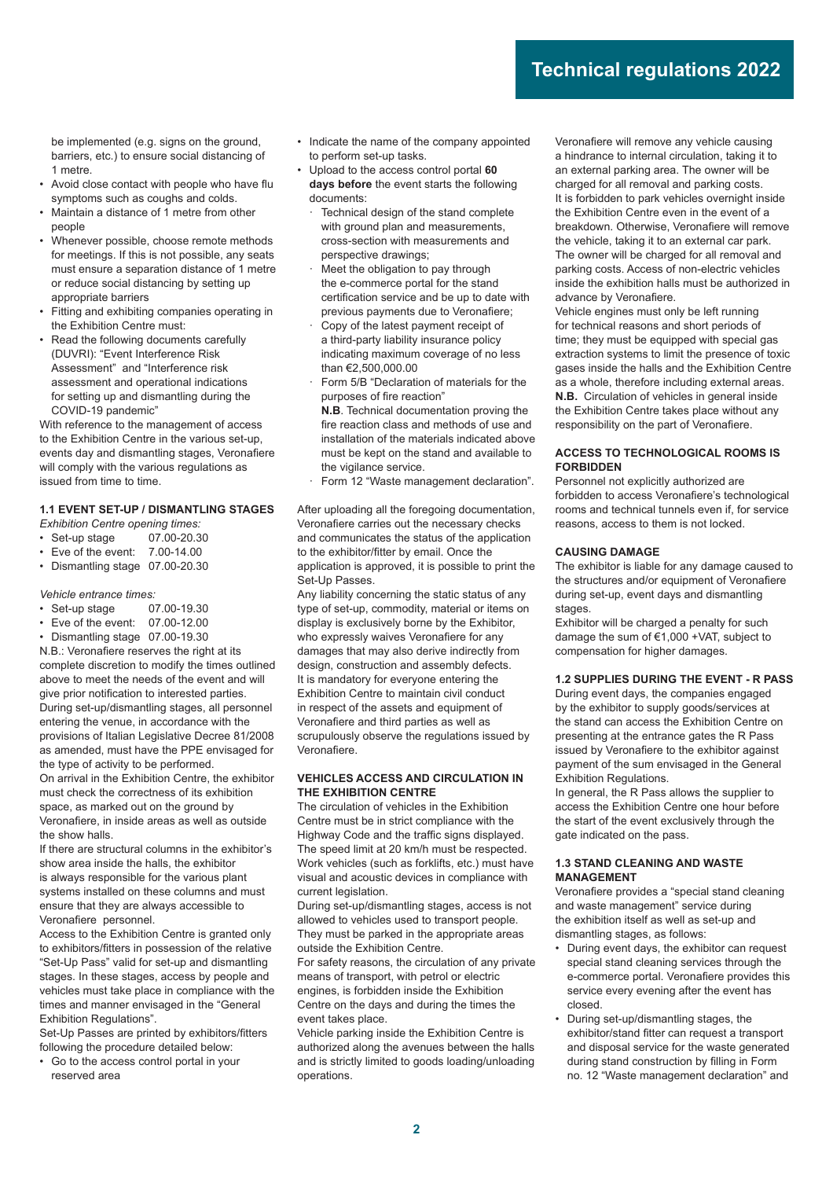be implemented (e.g. signs on the ground, barriers, etc.) to ensure social distancing of 1 metre.

- Avoid close contact with people who have flu symptoms such as coughs and colds.
- Maintain a distance of 1 metre from other people
- Whenever possible, choose remote methods for meetings. If this is not possible, any seats must ensure a separation distance of 1 metre or reduce social distancing by setting up appropriate barriers
- Fitting and exhibiting companies operating in the Exhibition Centre must:
- Read the following documents carefully (DUVRI): "Event Interference Risk Assessment" and "Interference risk assessment and operational indications for setting up and dismantling during the COVID-19 pandemic"

With reference to the management of access to the Exhibition Centre in the various set-up, events day and dismantling stages, Veronafiere will comply with the various regulations as issued from time to time.

### 1.1 EVENT SET-UP / DISMANTLING STAGES

*Exhibition Centre opening times:*

- Set-up stage 07.00-20.30
- Eve of the event: 7.00-14.00
- Dismantling stage 07.00-20.30

*Vehicle entrance times:*

- Set-up stage 07.00-19.30
- Eve of the event: 07.00-12.00
- Dismantling stage 07.00-19.30

N.B.: Veronafiere reserves the right at its complete discretion to modify the times outlined above to meet the needs of the event and will give prior notification to interested parties.

During set-up/dismantling stages, all personnel entering the venue, in accordance with the provisions of Italian Legislative Decree 81/2008 as amended, must have the PPE envisaged for the type of activity to be performed.

On arrival in the Exhibition Centre, the exhibitor must check the correctness of its exhibition space, as marked out on the ground by Veronafiere, in inside areas as well as outside the show halls.

If there are structural columns in the exhibitor's show area inside the halls, the exhibitor is always responsible for the various plant systems installed on these columns and must ensure that they are always accessible to Veronafiere personnel.

Access to the Exhibition Centre is granted only to exhibitors/fitters in possession of the relative "Set-Up Pass" valid for set-up and dismantling stages. In these stages, access by people and vehicles must take place in compliance with the times and manner envisaged in the "General Exhibition Regulations".

Set-Up Passes are printed by exhibitors/fitters following the procedure detailed below:

- Go to the access control portal in your reserved area
- Indicate the name of the company appointed to perform set-up tasks.
- Upload to the access control portal **60 days before** the event starts the following documents:
  - Technical design of the stand complete with ground plan and measurements, cross-section with measurements and perspective drawings;
  - Meet the obligation to pay through the e-commerce portal for the stand certification service and be up to date with previous payments due to Veronafiere;
  - Copy of the latest payment receipt of a third-party liability insurance policy indicating maximum coverage of no less than €2,500,000.00
  - Form 5/B "Declaration of materials for the purposes of fire reaction"
    **N.B**. Technical documentation proving the fire reaction class and methods of use and installation of the materials indicated above must be kept on the stand and available to the vigilance service.
  - Form 12 "Waste management declaration".

After uploading all the foregoing documentation, Veronafiere carries out the necessary checks and communicates the status of the application to the exhibitor/fitter by email. Once the application is approved, it is possible to print the Set-Up Passes.

Any liability concerning the static status of any type of set-up, commodity, material or items on display is exclusively borne by the Exhibitor, who expressly waives Veronafiere for any damages that may also derive indirectly from design, construction and assembly defects.

It is mandatory for everyone entering the Exhibition Centre to maintain civil conduct in respect of the assets and equipment of Veronafiere and third parties as well as scrupulously observe the regulations issued by Veronafiere.

#### VEHICLES ACCESS AND CIRCULATION IN THE EXHIBITION CENTRE

The circulation of vehicles in the Exhibition Centre must be in strict compliance with the Highway Code and the traffic signs displayed. The speed limit at 20 km/h must be respected. Work vehicles (such as forklifts, etc.) must have visual and acoustic devices in compliance with current legislation.

During set-up/dismantling stages, access is not allowed to vehicles used to transport people. They must be parked in the appropriate areas outside the Exhibition Centre.

For safety reasons, the circulation of any private means of transport, with petrol or electric engines, is forbidden inside the Exhibition Centre on the days and during the times the event takes place.

Vehicle parking inside the Exhibition Centre is authorized along the avenues between the halls and is strictly limited to goods loading/unloading operations.

Veronafiere will remove any vehicle causing a hindrance to internal circulation, taking it to an external parking area. The owner will be charged for all removal and parking costs.

It is forbidden to park vehicles overnight inside the Exhibition Centre even in the event of a breakdown. Otherwise, Veronafiere will remove the vehicle, taking it to an external car park. The owner will be charged for all removal and parking costs. Access of non-electric vehicles inside the exhibition halls must be authorized in advance by Veronafiere.

Vehicle engines must only be left running for technical reasons and short periods of time; they must be equipped with special gas extraction systems to limit the presence of toxic gases inside the halls and the Exhibition Centre as a whole, therefore including external areas.

**N.B.** Circulation of vehicles in general inside the Exhibition Centre takes place without any responsibility on the part of Veronafiere.

#### ACCESS TO TECHNOLOGICAL ROOMS IS FORBIDDEN

Personnel not explicitly authorized are forbidden to access Veronafiere's technological rooms and technical tunnels even if, for service reasons, access to them is not locked.

#### CAUSING DAMAGE

The exhibitor is liable for any damage caused to the structures and/or equipment of Veronafiere during set-up, event days and dismantling stages.

Exhibitor will be charged a penalty for such damage the sum of €1,000 +VAT, subject to compensation for higher damages.

### 1.2 SUPPLIES DURING THE EVENT - R PASS

During event days, the companies engaged by the exhibitor to supply goods/services at the stand can access the Exhibition Centre on presenting at the entrance gates the R Pass issued by Veronafiere to the exhibitor against payment of the sum envisaged in the General Exhibition Regulations.

In general, the R Pass allows the supplier to access the Exhibition Centre one hour before the start of the event exclusively through the gate indicated on the pass.

### 1.3 STAND CLEANING AND WASTE MANAGEMENT

Veronafiere provides a "special stand cleaning and waste management" service during the exhibition itself as well as set-up and dismantling stages, as follows:

- During event days, the exhibitor can request special stand cleaning services through the e-commerce portal. Veronafiere provides this service every evening after the event has closed.
- During set-up/dismantling stages, the exhibitor/stand fitter can request a transport and disposal service for the waste generated during stand construction by filling in Form no. 12 "Waste management declaration" and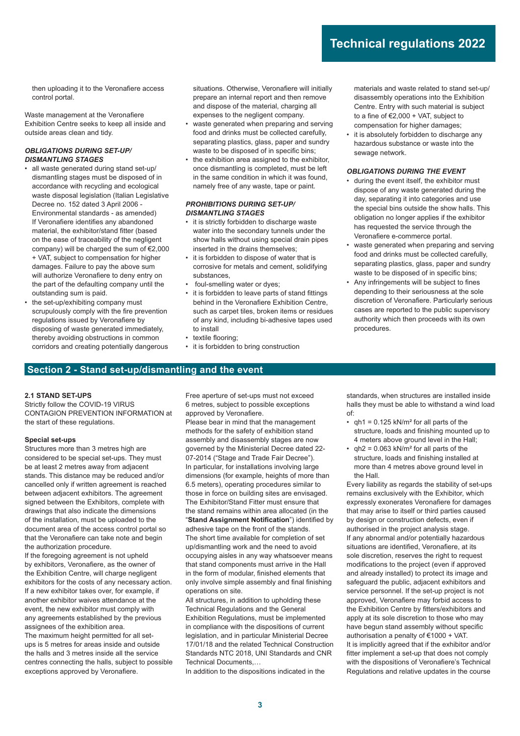then uploading it to the Veronafiere access control portal.

Waste management at the Veronafiere Exhibition Centre seeks to keep all inside and outside areas clean and tidy.

***OBLIGATIONS DURING SET-UP/ DISMANTLING STAGES***

- all waste generated during stand set-up/ dismantling stages must be disposed of in accordance with recycling and ecological waste disposal legislation (Italian Legislative Decree no. 152 dated 3 April 2006 - Environmental standards - as amended) If Veronafiere identifies any abandoned material, the exhibitor/stand fitter (based on the ease of traceability of the negligent company) will be charged the sum of €2,000 + VAT, subject to compensation for higher damages. Failure to pay the above sum will authorize Veronafiere to deny entry on the part of the defaulting company until the outstanding sum is paid.
- the set-up/exhibiting company must scrupulously comply with the fire prevention regulations issued by Veronafiere by disposing of waste generated immediately, thereby avoiding obstructions in common corridors and creating potentially dangerous situations. Otherwise, Veronafiere will initially prepare an internal report and then remove and dispose of the material, charging all expenses to the negligent company.
- waste generated when preparing and serving food and drinks must be collected carefully, separating plastics, glass, paper and sundry waste to be disposed of in specific bins;
- the exhibition area assigned to the exhibitor, once dismantling is completed, must be left in the same condition in which it was found, namely free of any waste, tape or paint.

***PROHIBITIONS DURING SET-UP/ DISMANTLING STAGES***

- it is strictly forbidden to discharge waste water into the secondary tunnels under the show halls without using special drain pipes inserted in the drains themselves;
- it is forbidden to dispose of water that is corrosive for metals and cement, solidifying substances,
- foul-smelling water or dyes;
- it is forbidden to leave parts of stand fittings behind in the Veronafiere Exhibition Centre, such as carpet tiles, broken items or residues of any kind, including bi-adhesive tapes used to install
- textile flooring;
- it is forbidden to bring construction materials and waste related to stand set-up/ disassembly operations into the Exhibition Centre. Entry with such material is subject to a fine of €2,000 + VAT, subject to compensation for higher damages;
- it is absolutely forbidden to discharge any hazardous substance or waste into the sewage network.

***OBLIGATIONS DURING THE EVENT***

- during the event itself, the exhibitor must dispose of any waste generated during the day, separating it into categories and use the special bins outside the show halls. This obligation no longer applies if the exhibitor has requested the service through the Veronafiere e-commerce portal.
- waste generated when preparing and serving food and drinks must be collected carefully, separating plastics, glass, paper and sundry waste to be disposed of in specific bins;
- Any infringements will be subject to fines depending to their seriousness at the sole discretion of Veronafiere. Particularly serious cases are reported to the public supervisory authority which then proceeds with its own procedures.

## Section 2 - Stand set-up/dismantling and the event

### 2.1 STAND SET-UPS

Strictly follow the COVID-19 VIRUS CONTAGION PREVENTION INFORMATION at the start of these regulations.

#### Special set-ups

Structures more than 3 metres high are considered to be special set-ups. They must be at least 2 metres away from adjacent stands. This distance may be reduced and/or cancelled only if written agreement is reached between adjacent exhibitors. The agreement signed between the Exhibitors, complete with drawings that also indicate the dimensions of the installation, must be uploaded to the document area of the access control portal so that the Veronafiere can take note and begin the authorization procedure.

If the foregoing agreement is not upheld by exhibitors, Veronafiere, as the owner of the Exhibition Centre, will charge negligent exhibitors for the costs of any necessary action. If a new exhibitor takes over, for example, if another exhibitor waives attendance at the event, the new exhibitor must comply with any agreements established by the previous assignees of the exhibition area.

The maximum height permitted for all set-ups is 5 metres for areas inside and outside the halls and 3 metres inside all the service centres connecting the halls, subject to possible exceptions approved by Veronafiere.

Free aperture of set-ups must not exceed 6 metres, subject to possible exceptions approved by Veronafiere.

Please bear in mind that the management methods for the safety of exhibition stand assembly and disassembly stages are now governed by the Ministerial Decree dated 22-07-2014 ("Stage and Trade Fair Decree").

In particular, for installations involving large dimensions (for example, heights of more than 6.5 meters), operating procedures similar to those in force on building sites are envisaged.

The Exhibitor/Stand Fitter must ensure that the stand remains within area allocated (in the "**Stand Assignment Notification**") identified by adhesive tape on the front of the stands.

The short time available for completion of set up/dismantling work and the need to avoid occupying aisles in any way whatsoever means that stand components must arrive in the Hall in the form of modular, finished elements that only involve simple assembly and final finishing operations on site.

All structures, in addition to upholding these Technical Regulations and the General Exhibition Regulations, must be implemented in compliance with the dispositions of current legislation, and in particular Ministerial Decree 17/01/18 and the related Technical Construction Standards NTC 2018, UNI Standards and CNR Technical Documents,…

In addition to the dispositions indicated in the standards, when structures are installed inside halls they must be able to withstand a wind load of:

- $qh1 = 0.125$ kN/m² for all parts of the structure, loads and finishing mounted up to 4 meters above ground level in the Hall;
- $qh2 = 0.063$ kN/m² for all parts of the structure, loads and finishing installed at more than 4 metres above ground level in the Hall.

Every liability as regards the stability of set-ups remains exclusively with the Exhibitor, which expressly exonerates Veronafiere for damages that may arise to itself or third parties caused by design or construction defects, even if authorised in the project analysis stage.

If any abnormal and/or potentially hazardous situations are identified, Veronafiere, at its sole discretion, reserves the right to request modifications to the project (even if approved and already installed) to protect its image and safeguard the public, adjacent exhibitors and service personnel. If the set-up project is not approved, Veronafiere may forbid access to the Exhibition Centre by fitters/exhibitors and apply at its sole discretion to those who may have begun stand assembly without specific authorisation a penalty of €1000 + VAT.

It is implicitly agreed that if the exhibitor and/or fitter implement a set-up that does not comply with the dispositions of Veronafiere's Technical Regulations and relative updates in the course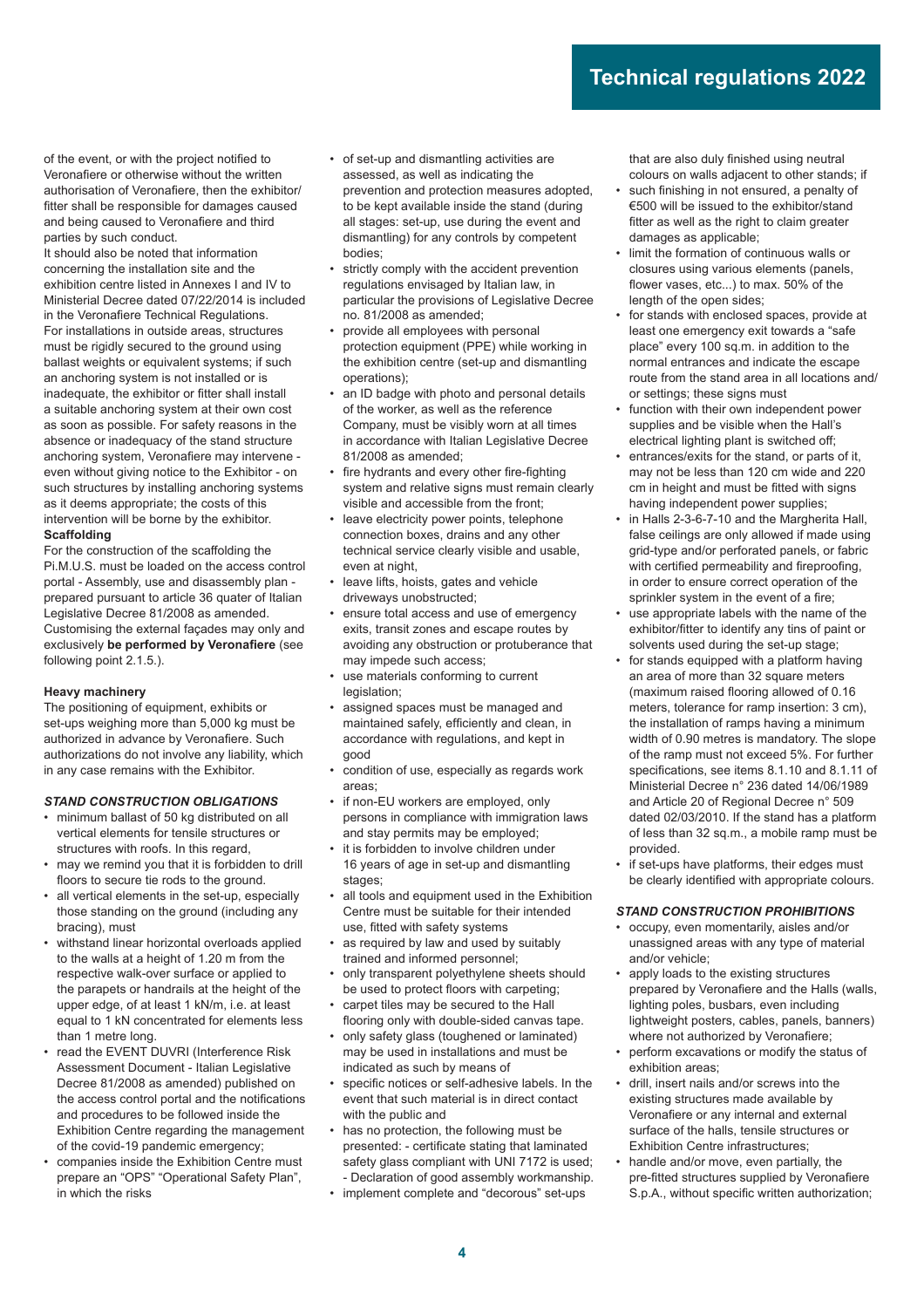of the event, or with the project notified to Veronafiere or otherwise without the written authorisation of Veronafiere, then the exhibitor/fitter shall be responsible for damages caused and being caused to Veronafiere and third parties by such conduct.

It should also be noted that information concerning the installation site and the exhibition centre listed in Annexes I and IV to Ministerial Decree dated 07/22/2014 is included in the Veronafiere Technical Regulations.

For installations in outside areas, structures must be rigidly secured to the ground using ballast weights or equivalent systems; if such an anchoring system is not installed or is inadequate, the exhibitor or fitter shall install a suitable anchoring system at their own cost as soon as possible. For safety reasons in the absence or inadequacy of the stand structure anchoring system, Veronafiere may intervene - even without giving notice to the Exhibitor - on such structures by installing anchoring systems as it deems appropriate; the costs of this intervention will be borne by the exhibitor.

**Scaffolding**

For the construction of the scaffolding the Pi.M.U.S. must be loaded on the access control portal - Assembly, use and disassembly plan - prepared pursuant to article 36 quater of Italian Legislative Decree 81/2008 as amended.

Customising the external façades may only and exclusively **be performed by Veronafiere** (see following point 2.1.5.).

**Heavy machinery**

The positioning of equipment, exhibits or set-ups weighing more than 5,000 kg must be authorized in advance by Veronafiere. Such authorizations do not involve any liability, which in any case remains with the Exhibitor.

***STAND CONSTRUCTION OBLIGATIONS***

- minimum ballast of 50 kg distributed on all vertical elements for tensile structures or structures with roofs. In this regard,
- may we remind you that it is forbidden to drill floors to secure tie rods to the ground.
- all vertical elements in the set-up, especially those standing on the ground (including any bracing), must
- withstand linear horizontal overloads applied to the walls at a height of 1.20 m from the respective walk-over surface or applied to the parapets or handrails at the height of the upper edge, of at least 1 kN/m, i.e. at least equal to 1 kN concentrated for elements less than 1 metre long.
- read the EVENT DUVRI (Interference Risk Assessment Document - Italian Legislative Decree 81/2008 as amended) published on the access control portal and the notifications and procedures to be followed inside the Exhibition Centre regarding the management of the covid-19 pandemic emergency;
- companies inside the Exhibition Centre must prepare an "OPS" "Operational Safety Plan", in which the risks
- of set-up and dismantling activities are assessed, as well as indicating the prevention and protection measures adopted, to be kept available inside the stand (during all stages: set-up, use during the event and dismantling) for any controls by competent bodies;
- strictly comply with the accident prevention regulations envisaged by Italian law, in particular the provisions of Legislative Decree no. 81/2008 as amended;
- provide all employees with personal protection equipment (PPE) while working in the exhibition centre (set-up and dismantling operations);
- an ID badge with photo and personal details of the worker, as well as the reference Company, must be visibly worn at all times in accordance with Italian Legislative Decree 81/2008 as amended;
- fire hydrants and every other fire-fighting system and relative signs must remain clearly visible and accessible from the front;
- leave electricity power points, telephone connection boxes, drains and any other technical service clearly visible and usable, even at night,
- leave lifts, hoists, gates and vehicle driveways unobstructed;
- ensure total access and use of emergency exits, transit zones and escape routes by avoiding any obstruction or protuberance that may impede such access;
- use materials conforming to current legislation;
- assigned spaces must be managed and maintained safely, efficiently and clean, in accordance with regulations, and kept in good
- condition of use, especially as regards work areas;
- if non-EU workers are employed, only persons in compliance with immigration laws and stay permits may be employed;
- it is forbidden to involve children under 16 years of age in set-up and dismantling stages;
- all tools and equipment used in the Exhibition Centre must be suitable for their intended use, fitted with safety systems
- as required by law and used by suitably trained and informed personnel;
- only transparent polyethylene sheets should be used to protect floors with carpeting;
- carpet tiles may be secured to the Hall flooring only with double-sided canvas tape.
- only safety glass (toughened or laminated) may be used in installations and must be indicated as such by means of
- specific notices or self-adhesive labels. In the event that such material is in direct contact with the public and
- has no protection, the following must be presented: - certificate stating that laminated safety glass compliant with UNI 7172 is used; - Declaration of good assembly workmanship.
- implement complete and "decorous" set-ups that are also duly finished using neutral colours on walls adjacent to other stands; if
- such finishing in not ensured, a penalty of €500 will be issued to the exhibitor/stand fitter as well as the right to claim greater damages as applicable;
- limit the formation of continuous walls or closures using various elements (panels, flower vases, etc...) to max. 50% of the length of the open sides;
- for stands with enclosed spaces, provide at least one emergency exit towards a "safe place" every 100 sq.m. in addition to the normal entrances and indicate the escape route from the stand area in all locations and/or settings; these signs must
- function with their own independent power supplies and be visible when the Hall's electrical lighting plant is switched off;
- entrances/exits for the stand, or parts of it, may not be less than 120 cm wide and 220 cm in height and must be fitted with signs having independent power supplies;
- in Halls 2-3-6-7-10 and the Margherita Hall, false ceilings are only allowed if made using grid-type and/or perforated panels, or fabric with certified permeability and fireproofing, in order to ensure correct operation of the sprinkler system in the event of a fire;
- use appropriate labels with the name of the exhibitor/fitter to identify any tins of paint or solvents used during the set-up stage;
- for stands equipped with a platform having an area of more than 32 square meters (maximum raised flooring allowed of 0.16 meters, tolerance for ramp insertion: 3 cm), the installation of ramps having a minimum width of 0.90 metres is mandatory. The slope of the ramp must not exceed 5%. For further specifications, see items 8.1.10 and 8.1.11 of Ministerial Decree n° 236 dated 14/06/1989 and Article 20 of Regional Decree n° 509 dated 02/03/2010. If the stand has a platform of less than 32 sq.m., a mobile ramp must be provided.
- if set-ups have platforms, their edges must be clearly identified with appropriate colours.

***STAND CONSTRUCTION PROHIBITIONS***

- occupy, even momentarily, aisles and/or unassigned areas with any type of material and/or vehicle;
- apply loads to the existing structures prepared by Veronafiere and the Halls (walls, lighting poles, busbars, even including lightweight posters, cables, panels, banners) where not authorized by Veronafiere;
- perform excavations or modify the status of exhibition areas;
- drill, insert nails and/or screws into the existing structures made available by Veronafiere or any internal and external surface of the halls, tensile structures or Exhibition Centre infrastructures;
- handle and/or move, even partially, the pre-fitted structures supplied by Veronafiere S.p.A., without specific written authorization;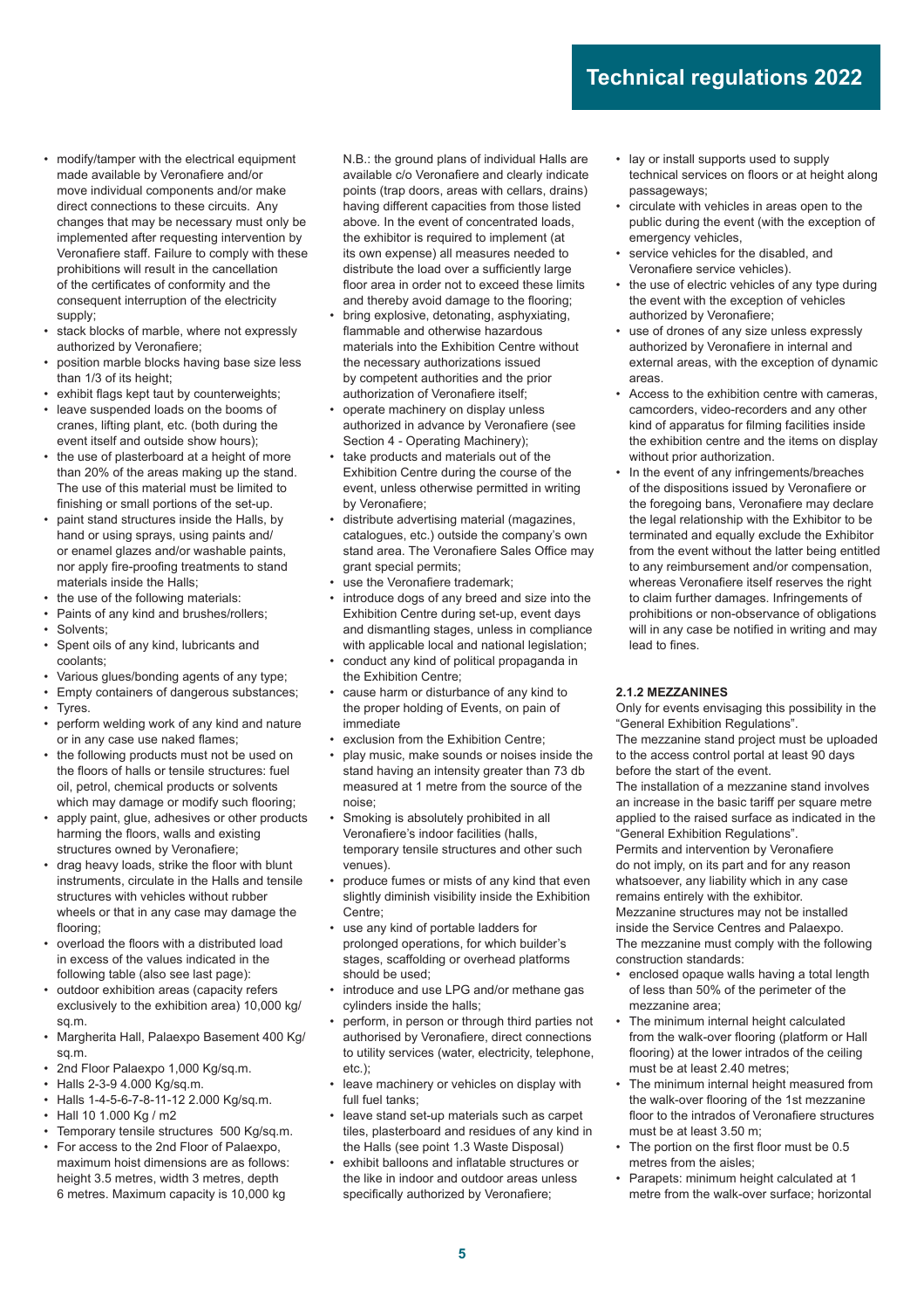- modify/tamper with the electrical equipment made available by Veronafiere and/or move individual components and/or make direct connections to these circuits. Any changes that may be necessary must only be implemented after requesting intervention by Veronafiere staff. Failure to comply with these prohibitions will result in the cancellation of the certificates of conformity and the consequent interruption of the electricity supply;
- stack blocks of marble, where not expressly authorized by Veronafiere;
- position marble blocks having base size less than 1/3 of its height;
- exhibit flags kept taut by counterweights;
- leave suspended loads on the booms of cranes, lifting plant, etc. (both during the event itself and outside show hours);
- the use of plasterboard at a height of more than 20% of the areas making up the stand. The use of this material must be limited to finishing or small portions of the set-up.
- paint stand structures inside the Halls, by hand or using sprays, using paints and/ or enamel glazes and/or washable paints, nor apply fire-proofing treatments to stand materials inside the Halls;
- the use of the following materials:
- Paints of any kind and brushes/rollers;
- Solvents;
- Spent oils of any kind, lubricants and coolants;
- Various glues/bonding agents of any type;
- Empty containers of dangerous substances;
- Tyres.
- perform welding work of any kind and nature or in any case use naked flames;
- the following products must not be used on the floors of halls or tensile structures: fuel oil, petrol, chemical products or solvents which may damage or modify such flooring;
- apply paint, glue, adhesives or other products harming the floors, walls and existing structures owned by Veronafiere;
- drag heavy loads, strike the floor with blunt instruments, circulate in the Halls and tensile structures with vehicles without rubber wheels or that in any case may damage the flooring;
- overload the floors with a distributed load in excess of the values indicated in the following table (also see last page):
- outdoor exhibition areas (capacity refers exclusively to the exhibition area) 10,000 kg/ sq.m.
- Margherita Hall, Palaexpo Basement 400 Kg/ sq.m.
- 2nd Floor Palaexpo 1,000 Kg/sq.m.
- Halls 2-3-9 4.000 Kg/sq.m.
- Halls 1-4-5-6-7-8-11-12 2.000 Kg/sq.m.
- Hall 10 1.000 Kg / m2
- Temporary tensile structures 500 Kg/sq.m.
- For access to the 2nd Floor of Palaexpo, maximum hoist dimensions are as follows: height 3.5 metres, width 3 metres, depth 6 metres. Maximum capacity is 10,000 kg

  N.B.: the ground plans of individual Halls are available c/o Veronafiere and clearly indicate points (trap doors, areas with cellars, drains) having different capacities from those listed above. In the event of concentrated loads, the exhibitor is required to implement (at its own expense) all measures needed to distribute the load over a sufficiently large floor area in order not to exceed these limits and thereby avoid damage to the flooring;
- bring explosive, detonating, asphyxiating, flammable and otherwise hazardous materials into the Exhibition Centre without the necessary authorizations issued by competent authorities and the prior authorization of Veronafiere itself;
- operate machinery on display unless authorized in advance by Veronafiere (see Section 4 - Operating Machinery);
- take products and materials out of the Exhibition Centre during the course of the event, unless otherwise permitted in writing by Veronafiere;
- distribute advertising material (magazines, catalogues, etc.) outside the company's own stand area. The Veronafiere Sales Office may grant special permits;
- use the Veronafiere trademark;
- introduce dogs of any breed and size into the Exhibition Centre during set-up, event days and dismantling stages, unless in compliance with applicable local and national legislation;
- conduct any kind of political propaganda in the Exhibition Centre;
- cause harm or disturbance of any kind to the proper holding of Events, on pain of immediate
- exclusion from the Exhibition Centre;
- play music, make sounds or noises inside the stand having an intensity greater than 73 db measured at 1 metre from the source of the noise;
- Smoking is absolutely prohibited in all Veronafiere's indoor facilities (halls, temporary tensile structures and other such venues).
- produce fumes or mists of any kind that even slightly diminish visibility inside the Exhibition Centre;
- use any kind of portable ladders for prolonged operations, for which builder's stages, scaffolding or overhead platforms should be used;
- introduce and use LPG and/or methane gas cylinders inside the halls;
- perform, in person or through third parties not authorised by Veronafiere, direct connections to utility services (water, electricity, telephone, etc.);
- leave machinery or vehicles on display with full fuel tanks;
- leave stand set-up materials such as carpet tiles, plasterboard and residues of any kind in the Halls (see point 1.3 Waste Disposal)
- exhibit balloons and inflatable structures or the like in indoor and outdoor areas unless specifically authorized by Veronafiere;
- lay or install supports used to supply technical services on floors or at height along passageways;
- circulate with vehicles in areas open to the public during the event (with the exception of emergency vehicles,
- service vehicles for the disabled, and Veronafiere service vehicles).
- the use of electric vehicles of any type during the event with the exception of vehicles authorized by Veronafiere;
- use of drones of any size unless expressly authorized by Veronafiere in internal and external areas, with the exception of dynamic areas.
- Access to the exhibition centre with cameras, camcorders, video-recorders and any other kind of apparatus for filming facilities inside the exhibition centre and the items on display without prior authorization.
- In the event of any infringements/breaches of the dispositions issued by Veronafiere or the foregoing bans, Veronafiere may declare the legal relationship with the Exhibitor to be terminated and equally exclude the Exhibitor from the event without the latter being entitled to any reimbursement and/or compensation, whereas Veronafiere itself reserves the right to claim further damages. Infringements of prohibitions or non-observance of obligations will in any case be notified in writing and may lead to fines.

#### 2.1.2 MEZZANINES

Only for events envisaging this possibility in the "General Exhibition Regulations".
The mezzanine stand project must be uploaded to the access control portal at least 90 days before the start of the event.
The installation of a mezzanine stand involves an increase in the basic tariff per square metre applied to the raised surface as indicated in the "General Exhibition Regulations".
Permits and intervention by Veronafiere do not imply, on its part and for any reason whatsoever, any liability which in any case remains entirely with the exhibitor.
Mezzanine structures may not be installed inside the Service Centres and Palaexpo.
The mezzanine must comply with the following construction standards:

- enclosed opaque walls having a total length of less than 50% of the perimeter of the mezzanine area;
- The minimum internal height calculated from the walk-over flooring (platform or Hall flooring) at the lower intrados of the ceiling must be at least 2.40 metres;
- The minimum internal height measured from the walk-over flooring of the 1st mezzanine floor to the intrados of Veronafiere structures must be at least 3.50 m;
- The portion on the first floor must be 0.5 metres from the aisles;
- Parapets: minimum height calculated at 1 metre from the walk-over surface; horizontal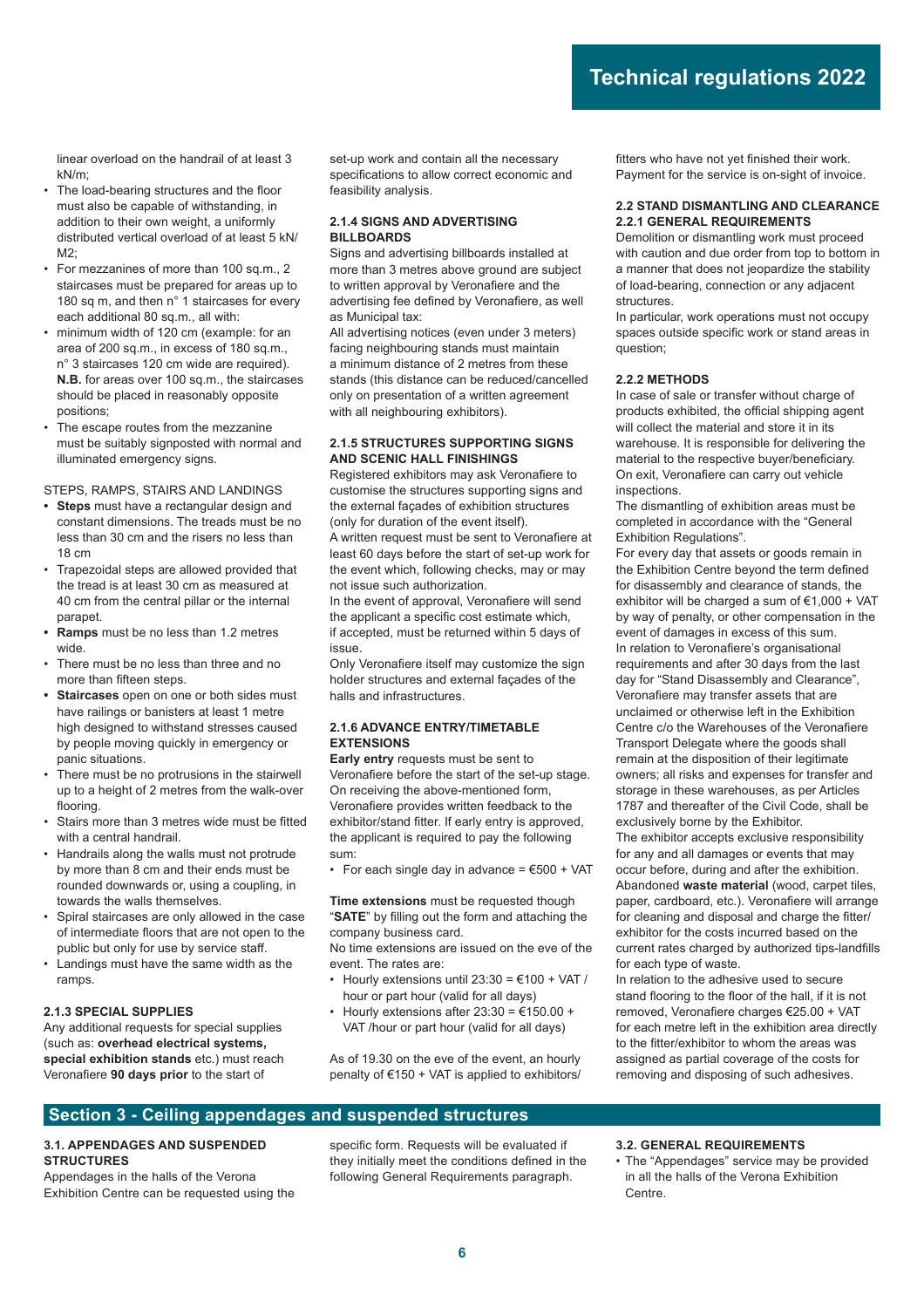linear overload on the handrail of at least 3 kN/m;

- The load-bearing structures and the floor must also be capable of withstanding, in addition to their own weight, a uniformly distributed vertical overload of at least 5 kN/M2;
- For mezzanines of more than 100 sq.m., 2 staircases must be prepared for areas up to 180 sq m, and then n° 1 staircases for every each additional 80 sq.m., all with:
- minimum width of 120 cm (example: for an area of 200 sq.m., in excess of 180 sq.m., n° 3 staircases 120 cm wide are required). **N.B.** for areas over 100 sq.m., the staircases should be placed in reasonably opposite positions;
- The escape routes from the mezzanine must be suitably signposted with normal and illuminated emergency signs.

STEPS, RAMPS, STAIRS AND LANDINGS

- **Steps** must have a rectangular design and constant dimensions. The treads must be no less than 30 cm and the risers no less than 18 cm
- Trapezoidal steps are allowed provided that the tread is at least 30 cm as measured at 40 cm from the central pillar or the internal parapet.
- **Ramps** must be no less than 1.2 metres wide.
- There must be no less than three and no more than fifteen steps.
- **Staircases** open on one or both sides must have railings or banisters at least 1 metre high designed to withstand stresses caused by people moving quickly in emergency or panic situations.
- There must be no protrusions in the stairwell up to a height of 2 metres from the walk-over flooring.
- Stairs more than 3 metres wide must be fitted with a central handrail.
- Handrails along the walls must not protrude by more than 8 cm and their ends must be rounded downwards or, using a coupling, in towards the walls themselves.
- Spiral staircases are only allowed in the case of intermediate floors that are not open to the public but only for use by service staff.
- Landings must have the same width as the ramps.

#### 2.1.3 SPECIAL SUPPLIES

Any additional requests for special supplies (such as: **overhead electrical systems, special exhibition stands** etc.) must reach Veronafiere **90 days prior** to the start of set-up work and contain all the necessary specifications to allow correct economic and feasibility analysis.

#### 2.1.4 SIGNS AND ADVERTISING BILLBOARDS

Signs and advertising billboards installed at more than 3 metres above ground are subject to written approval by Veronafiere and the advertising fee defined by Veronafiere, as well as Municipal tax:

All advertising notices (even under 3 meters) facing neighbouring stands must maintain a minimum distance of 2 metres from these stands (this distance can be reduced/cancelled only on presentation of a written agreement with all neighbouring exhibitors).

#### 2.1.5 STRUCTURES SUPPORTING SIGNS AND SCENIC HALL FINISHINGS

Registered exhibitors may ask Veronafiere to customise the structures supporting signs and the external façades of exhibition structures (only for duration of the event itself).

A written request must be sent to Veronafiere at least 60 days before the start of set-up work for the event which, following checks, may or may not issue such authorization.

In the event of approval, Veronafiere will send the applicant a specific cost estimate which, if accepted, must be returned within 5 days of issue.

Only Veronafiere itself may customize the sign holder structures and external façades of the halls and infrastructures.

#### 2.1.6 ADVANCE ENTRY/TIMETABLE EXTENSIONS

**Early entry** requests must be sent to Veronafiere before the start of the set-up stage. On receiving the above-mentioned form, Veronafiere provides written feedback to the exhibitor/stand fitter. If early entry is approved, the applicant is required to pay the following sum:

- For each single day in advance = €500 + VAT

**Time extensions** must be requested though "**SATE**" by filling out the form and attaching the company business card.

No time extensions are issued on the eve of the event. The rates are:

- Hourly extensions until 23:30 = €100 + VAT / hour or part hour (valid for all days)
- Hourly extensions after 23:30 = €150.00 + VAT /hour or part hour (valid for all days)

As of 19.30 on the eve of the event, an hourly penalty of €150 + VAT is applied to exhibitors/ fitters who have not yet finished their work. Payment for the service is on-sight of invoice.

### 2.2 STAND DISMANTLING AND CLEARANCE

#### 2.2.1 GENERAL REQUIREMENTS

Demolition or dismantling work must proceed with caution and due order from top to bottom in a manner that does not jeopardize the stability of load-bearing, connection or any adjacent structures.

In particular, work operations must not occupy spaces outside specific work or stand areas in question;

#### 2.2.2 METHODS

In case of sale or transfer without charge of products exhibited, the official shipping agent will collect the material and store it in its warehouse. It is responsible for delivering the material to the respective buyer/beneficiary.

On exit, Veronafiere can carry out vehicle inspections.

The dismantling of exhibition areas must be completed in accordance with the "General Exhibition Regulations".

For every day that assets or goods remain in the Exhibition Centre beyond the term defined for disassembly and clearance of stands, the exhibitor will be charged a sum of €1,000 + VAT by way of penalty, or other compensation in the event of damages in excess of this sum.

In relation to Veronafiere's organisational requirements and after 30 days from the last day for "Stand Disassembly and Clearance", Veronafiere may transfer assets that are unclaimed or otherwise left in the Exhibition Centre c/o the Warehouses of the Veronafiere Transport Delegate where the goods shall remain at the disposition of their legitimate owners; all risks and expenses for transfer and storage in these warehouses, as per Articles 1787 and thereafter of the Civil Code, shall be exclusively borne by the Exhibitor.

The exhibitor accepts exclusive responsibility for any and all damages or events that may occur before, during and after the exhibition. Abandoned **waste material** (wood, carpet tiles, paper, cardboard, etc.). Veronafiere will arrange for cleaning and disposal and charge the fitter/ exhibitor for the costs incurred based on the current rates charged by authorized tips-landfills for each type of waste.

In relation to the adhesive used to secure stand flooring to the floor of the hall, if it is not removed, Veronafiere charges €25.00 + VAT for each metre left in the exhibition area directly to the fitter/exhibitor to whom the areas was assigned as partial coverage of the costs for removing and disposing of such adhesives.

## Section 3 - Ceiling appendages and suspended structures

### 3.1. APPENDAGES AND SUSPENDED STRUCTURES

Appendages in the halls of the Verona Exhibition Centre can be requested using the specific form. Requests will be evaluated if they initially meet the conditions defined in the following General Requirements paragraph.

### 3.2. GENERAL REQUIREMENTS

- The "Appendages" service may be provided in all the halls of the Verona Exhibition Centre.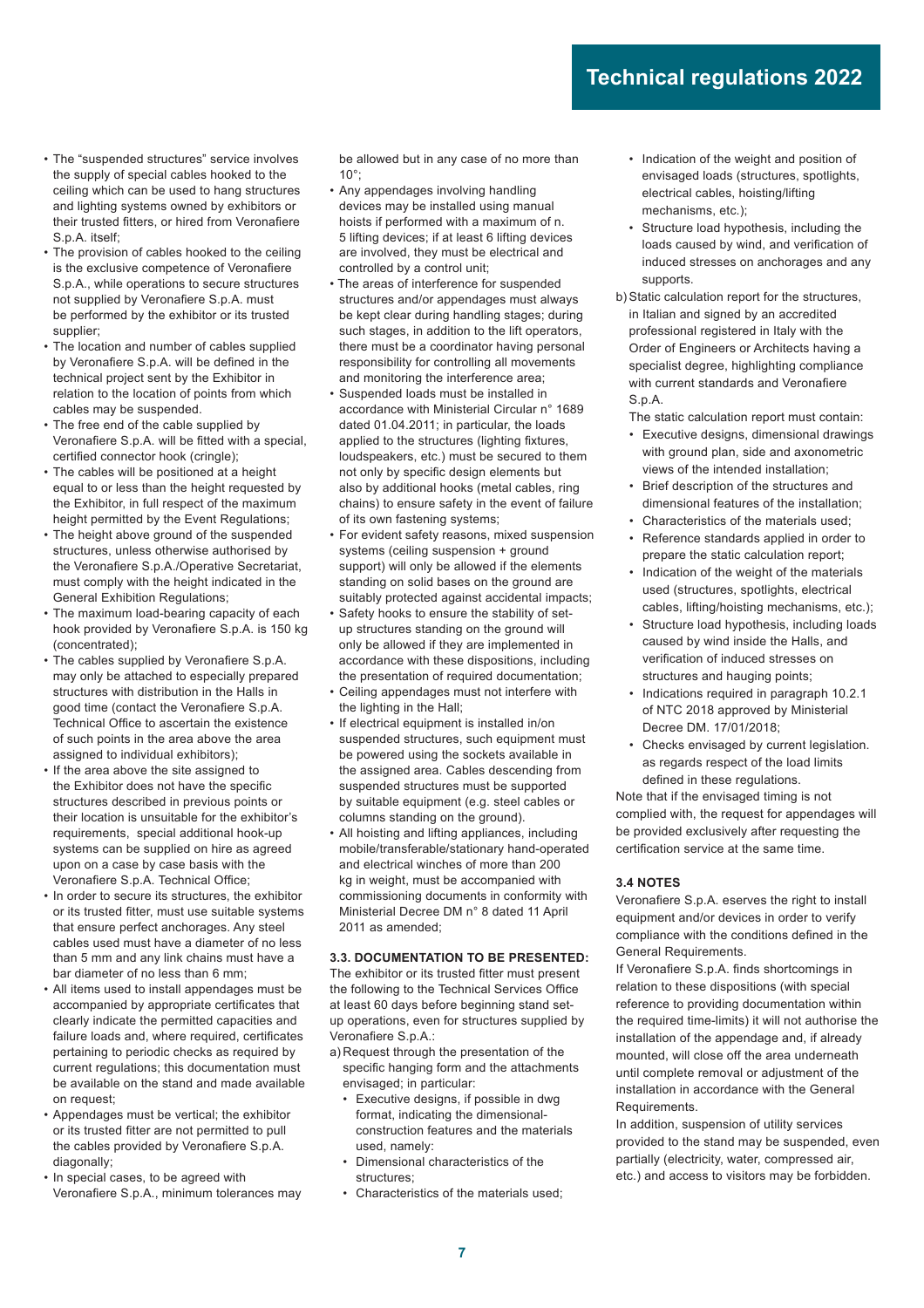- The "suspended structures" service involves the supply of special cables hooked to the ceiling which can be used to hang structures and lighting systems owned by exhibitors or their trusted fitters, or hired from Veronafiere S.p.A. itself;
- The provision of cables hooked to the ceiling is the exclusive competence of Veronafiere S.p.A., while operations to secure structures not supplied by Veronafiere S.p.A. must be performed by the exhibitor or its trusted supplier;
- The location and number of cables supplied by Veronafiere S.p.A. will be defined in the technical project sent by the Exhibitor in relation to the location of points from which cables may be suspended.
- The free end of the cable supplied by Veronafiere S.p.A. will be fitted with a special, certified connector hook (cringle);
- The cables will be positioned at a height equal to or less than the height requested by the Exhibitor, in full respect of the maximum height permitted by the Event Regulations;
- The height above ground of the suspended structures, unless otherwise authorised by the Veronafiere S.p.A./Operative Secretariat, must comply with the height indicated in the General Exhibition Regulations;
- The maximum load-bearing capacity of each hook provided by Veronafiere S.p.A. is 150 kg (concentrated);
- The cables supplied by Veronafiere S.p.A. may only be attached to especially prepared structures with distribution in the Halls in good time (contact the Veronafiere S.p.A. Technical Office to ascertain the existence of such points in the area above the area assigned to individual exhibitors);
- If the area above the site assigned to the Exhibitor does not have the specific structures described in previous points or their location is unsuitable for the exhibitor's requirements, special additional hook-up systems can be supplied on hire as agreed upon on a case by case basis with the Veronafiere S.p.A. Technical Office;
- In order to secure its structures, the exhibitor or its trusted fitter, must use suitable systems that ensure perfect anchorages. Any steel cables used must have a diameter of no less than 5 mm and any link chains must have a bar diameter of no less than 6 mm;
- All items used to install appendages must be accompanied by appropriate certificates that clearly indicate the permitted capacities and failure loads and, where required, certificates pertaining to periodic checks as required by current regulations; this documentation must be available on the stand and made available on request;
- Appendages must be vertical; the exhibitor or its trusted fitter are not permitted to pull the cables provided by Veronafiere S.p.A. diagonally;
- In special cases, to be agreed with Veronafiere S.p.A., minimum tolerances may be allowed but in any case of no more than 10°;
- Any appendages involving handling devices may be installed using manual hoists if performed with a maximum of n. 5 lifting devices; if at least 6 lifting devices are involved, they must be electrical and controlled by a control unit;
- The areas of interference for suspended structures and/or appendages must always be kept clear during handling stages; during such stages, in addition to the lift operators, there must be a coordinator having personal responsibility for controlling all movements and monitoring the interference area;
- Suspended loads must be installed in accordance with Ministerial Circular n° 1689 dated 01.04.2011; in particular, the loads applied to the structures (lighting fixtures, loudspeakers, etc.) must be secured to them not only by specific design elements but also by additional hooks (metal cables, ring chains) to ensure safety in the event of failure of its own fastening systems;
- For evident safety reasons, mixed suspension systems (ceiling suspension + ground support) will only be allowed if the elements standing on solid bases on the ground are suitably protected against accidental impacts;
- Safety hooks to ensure the stability of set-up structures standing on the ground will only be allowed if they are implemented in accordance with these dispositions, including the presentation of required documentation;
- Ceiling appendages must not interfere with the lighting in the Hall;
- If electrical equipment is installed in/on suspended structures, such equipment must be powered using the sockets available in the assigned area. Cables descending from suspended structures must be supported by suitable equipment (e.g. steel cables or columns standing on the ground).
- All hoisting and lifting appliances, including mobile/transferable/stationary hand-operated and electrical winches of more than 200 kg in weight, must be accompanied with commissioning documents in conformity with Ministerial Decree DM n° 8 dated 11 April 2011 as amended;

### 3.3. DOCUMENTATION TO BE PRESENTED:

The exhibitor or its trusted fitter must present the following to the Technical Services Office at least 60 days before beginning stand set-up operations, even for structures supplied by Veronafiere S.p.A.:

a) Request through the presentation of the specific hanging form and the attachments envisaged; in particular:
   - Executive designs, if possible in dwg format, indicating the dimensional-construction features and the materials used, namely:
   - Dimensional characteristics of the structures;
   - Characteristics of the materials used;
   - Indication of the weight and position of envisaged loads (structures, spotlights, electrical cables, hoisting/lifting mechanisms, etc.);
   - Structure load hypothesis, including the loads caused by wind, and verification of induced stresses on anchorages and any supports.

b) Static calculation report for the structures, in Italian and signed by an accredited professional registered in Italy with the Order of Engineers or Architects having a specialist degree, highlighting compliance with current standards and Veronafiere S.p.A.

   The static calculation report must contain:
   - Executive designs, dimensional drawings with ground plan, side and axonometric views of the intended installation;
   - Brief description of the structures and dimensional features of the installation;
   - Characteristics of the materials used;
   - Reference standards applied in order to prepare the static calculation report;
   - Indication of the weight of the materials used (structures, spotlights, electrical cables, lifting/hoisting mechanisms, etc.);
   - Structure load hypothesis, including loads caused by wind inside the Halls, and verification of induced stresses on structures and hauging points;
   - Indications required in paragraph 10.2.1 of NTC 2018 approved by Ministerial Decree DM. 17/01/2018;
   - Checks envisaged by current legislation. as regards respect of the load limits defined in these regulations.

Note that if the envisaged timing is not complied with, the request for appendages will be provided exclusively after requesting the certification service at the same time.

### 3.4 NOTES

Veronafiere S.p.A. eserves the right to install equipment and/or devices in order to verify compliance with the conditions defined in the General Requirements.

If Veronafiere S.p.A. finds shortcomings in relation to these dispositions (with special reference to providing documentation within the required time-limits) it will not authorise the installation of the appendage and, if already mounted, will close off the area underneath until complete removal or adjustment of the installation in accordance with the General Requirements.

In addition, suspension of utility services provided to the stand may be suspended, even partially (electricity, water, compressed air, etc.) and access to visitors may be forbidden.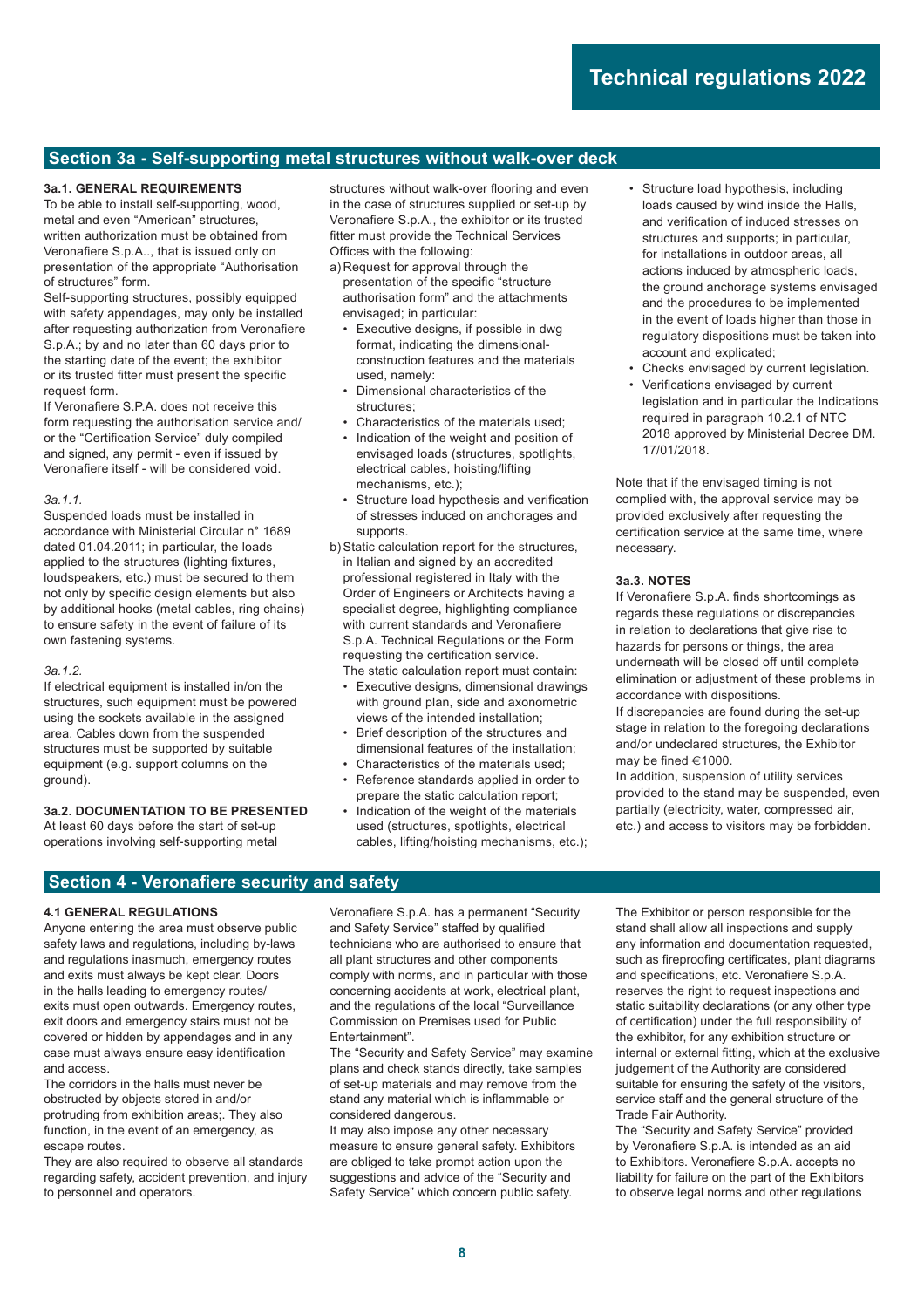## Section 3a - Self-supporting metal structures without walk-over deck

### 3a.1. GENERAL REQUIREMENTS

To be able to install self-supporting, wood, metal and even "American" structures, written authorization must be obtained from Veronafiere S.p.A.., that is issued only on presentation of the appropriate "Authorisation of structures" form.

Self-supporting structures, possibly equipped with safety appendages, may only be installed after requesting authorization from Veronafiere S.p.A.; by and no later than 60 days prior to the starting date of the event; the exhibitor or its trusted fitter must present the specific request form.

If Veronafiere S.P.A. does not receive this form requesting the authorisation service and/or the "Certification Service" duly compiled and signed, any permit - even if issued by Veronafiere itself - will be considered void.

*3a.1.1.*

Suspended loads must be installed in accordance with Ministerial Circular n° 1689 dated 01.04.2011; in particular, the loads applied to the structures (lighting fixtures, loudspeakers, etc.) must be secured to them not only by specific design elements but also by additional hooks (metal cables, ring chains) to ensure safety in the event of failure of its own fastening systems.

*3a.1.2.*

If electrical equipment is installed in/on the structures, such equipment must be powered using the sockets available in the assigned area. Cables down from the suspended structures must be supported by suitable equipment (e.g. support columns on the ground).

### 3a.2. DOCUMENTATION TO BE PRESENTED

At least 60 days before the start of set-up operations involving self-supporting metal structures without walk-over flooring and even in the case of structures supplied or set-up by Veronafiere S.p.A., the exhibitor or its trusted fitter must provide the Technical Services Offices with the following:

a) Request for approval through the presentation of the specific "structure authorisation form" and the attachments envisaged; in particular:
   - Executive designs, if possible in dwg format, indicating the dimensional-construction features and the materials used, namely:
   - Dimensional characteristics of the structures;
   - Characteristics of the materials used;
   - Indication of the weight and position of envisaged loads (structures, spotlights, electrical cables, hoisting/lifting mechanisms, etc.);
   - Structure load hypothesis and verification of stresses induced on anchorages and supports.

b) Static calculation report for the structures, in Italian and signed by an accredited professional registered in Italy with the Order of Engineers or Architects having a specialist degree, highlighting compliance with current standards and Veronafiere S.p.A. Technical Regulations or the Form requesting the certification service.
   The static calculation report must contain:
   - Executive designs, dimensional drawings with ground plan, side and axonometric views of the intended installation;
   - Brief description of the structures and dimensional features of the installation;
   - Characteristics of the materials used;
   - Reference standards applied in order to prepare the static calculation report;
   - Indication of the weight of the materials used (structures, spotlights, electrical cables, lifting/hoisting mechanisms, etc.);
   - Structure load hypothesis, including loads caused by wind inside the Halls, and verification of induced stresses on structures and supports; in particular, for installations in outdoor areas, all actions induced by atmospheric loads, the ground anchorage systems envisaged and the procedures to be implemented in the event of loads higher than those in regulatory dispositions must be taken into account and explicated;
   - Checks envisaged by current legislation.
   - Verifications envisaged by current legislation and in particular the Indications required in paragraph 10.2.1 of NTC 2018 approved by Ministerial Decree DM. 17/01/2018.

Note that if the envisaged timing is not complied with, the approval service may be provided exclusively after requesting the certification service at the same time, where necessary.

### 3a.3. NOTES

If Veronafiere S.p.A. finds shortcomings as regards these regulations or discrepancies in relation to declarations that give rise to hazards for persons or things, the area underneath will be closed off until complete elimination or adjustment of these problems in accordance with dispositions.

If discrepancies are found during the set-up stage in relation to the foregoing declarations and/or undeclared structures, the Exhibitor may be fined €1000.

In addition, suspension of utility services provided to the stand may be suspended, even partially (electricity, water, compressed air, etc.) and access to visitors may be forbidden.

## Section 4 - Veronafiere security and safety

### 4.1 GENERAL REGULATIONS

Anyone entering the area must observe public safety laws and regulations, including by-laws and regulations inasmuch, emergency routes and exits must always be kept clear. Doors in the halls leading to emergency routes/exits must open outwards. Emergency routes, exit doors and emergency stairs must not be covered or hidden by appendages and in any case must always ensure easy identification and access.

The corridors in the halls must never be obstructed by objects stored in and/or protruding from exhibition areas;. They also function, in the event of an emergency, as escape routes.

They are also required to observe all standards regarding safety, accident prevention, and injury to personnel and operators.

Veronafiere S.p.A. has a permanent "Security and Safety Service" staffed by qualified technicians who are authorised to ensure that all plant structures and other components comply with norms, and in particular with those concerning accidents at work, electrical plant, and the regulations of the local "Surveillance Commission on Premises used for Public Entertainment".

The "Security and Safety Service" may examine plans and check stands directly, take samples of set-up materials and may remove from the stand any material which is inflammable or considered dangerous.

It may also impose any other necessary measure to ensure general safety. Exhibitors are obliged to take prompt action upon the suggestions and advice of the "Security and Safety Service" which concern public safety.

The Exhibitor or person responsible for the stand shall allow all inspections and supply any information and documentation requested, such as fireproofing certificates, plant diagrams and specifications, etc. Veronafiere S.p.A. reserves the right to request inspections and static suitability declarations (or any other type of certification) under the full responsibility of the exhibitor, for any exhibition structure or internal or external fitting, which at the exclusive judgement of the Authority are considered suitable for ensuring the safety of the visitors, service staff and the general structure of the Trade Fair Authority.

The "Security and Safety Service" provided by Veronafiere S.p.A. is intended as an aid to Exhibitors. Veronafiere S.p.A. accepts no liability for failure on the part of the Exhibitors to observe legal norms and other regulations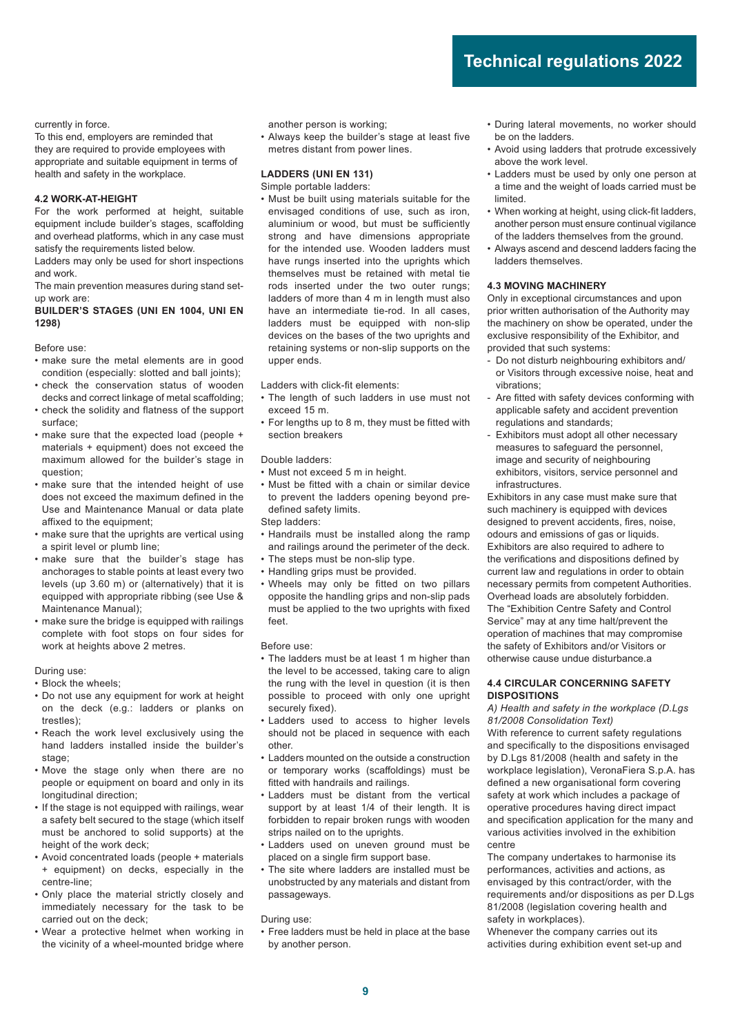currently in force.

To this end, employers are reminded that they are required to provide employees with appropriate and suitable equipment in terms of health and safety in the workplace.

### 4.2 WORK-AT-HEIGHT

For the work performed at height, suitable equipment include builder's stages, scaffolding and overhead platforms, which in any case must satisfy the requirements listed below.

Ladders may only be used for short inspections and work.

The main prevention measures during stand set-up work are:

**BUILDER'S STAGES (UNI EN 1004, UNI EN 1298)**

Before use:

- make sure the metal elements are in good condition (especially: slotted and ball joints);
- check the conservation status of wooden decks and correct linkage of metal scaffolding;
- check the solidity and flatness of the support surface;
- make sure that the expected load (people + materials + equipment) does not exceed the maximum allowed for the builder's stage in question;
- make sure that the intended height of use does not exceed the maximum defined in the Use and Maintenance Manual or data plate affixed to the equipment;
- make sure that the uprights are vertical using a spirit level or plumb line;
- make sure that the builder's stage has anchorages to stable points at least every two levels (up 3.60 m) or (alternatively) that it is equipped with appropriate ribbing (see Use & Maintenance Manual);
- make sure the bridge is equipped with railings complete with foot stops on four sides for work at heights above 2 metres.

During use:

- Block the wheels;
- Do not use any equipment for work at height on the deck (e.g.: ladders or planks on trestles);
- Reach the work level exclusively using the hand ladders installed inside the builder's stage;
- Move the stage only when there are no people or equipment on board and only in its longitudinal direction;
- If the stage is not equipped with railings, wear a safety belt secured to the stage (which itself must be anchored to solid supports) at the height of the work deck;
- Avoid concentrated loads (people + materials + equipment) on decks, especially in the centre-line;
- Only place the material strictly closely and immediately necessary for the task to be carried out on the deck;
- Wear a protective helmet when working in the vicinity of a wheel-mounted bridge where another person is working;
- Always keep the builder's stage at least five metres distant from power lines.

**LADDERS (UNI EN 131)**

Simple portable ladders:

- Must be built using materials suitable for the envisaged conditions of use, such as iron, aluminium or wood, but must be sufficiently strong and have dimensions appropriate for the intended use. Wooden ladders must have rungs inserted into the uprights which themselves must be retained with metal tie rods inserted under the two outer rungs; ladders of more than 4 m in length must also have an intermediate tie-rod. In all cases, ladders must be equipped with non-slip devices on the bases of the two uprights and retaining systems or non-slip supports on the upper ends.

Ladders with click-fit elements:

- The length of such ladders in use must not exceed 15 m.
- For lengths up to 8 m, they must be fitted with section breakers

Double ladders:

- Must not exceed 5 m in height.
- Must be fitted with a chain or similar device to prevent the ladders opening beyond pre-defined safety limits.

Step ladders:

- Handrails must be installed along the ramp and railings around the perimeter of the deck.
- The steps must be non-slip type.
- Handling grips must be provided.
- Wheels may only be fitted on two pillars opposite the handling grips and non-slip pads must be applied to the two uprights with fixed feet.

Before use:

- The ladders must be at least 1 m higher than the level to be accessed, taking care to align the rung with the level in question (it is then possible to proceed with only one upright securely fixed).
- Ladders used to access to higher levels should not be placed in sequence with each other.
- Ladders mounted on the outside a construction or temporary works (scaffoldings) must be fitted with handrails and railings.
- Ladders must be distant from the vertical support by at least 1/4 of their length. It is forbidden to repair broken rungs with wooden strips nailed on to the uprights.
- Ladders used on uneven ground must be placed on a single firm support base.
- The site where ladders are installed must be unobstructed by any materials and distant from passageways.

During use:

- Free ladders must be held in place at the base by another person.
- During lateral movements, no worker should be on the ladders.
- Avoid using ladders that protrude excessively above the work level.
- Ladders must be used by only one person at a time and the weight of loads carried must be limited.
- When working at height, using click-fit ladders, another person must ensure continual vigilance of the ladders themselves from the ground.
- Always ascend and descend ladders facing the ladders themselves.

### 4.3 MOVING MACHINERY

Only in exceptional circumstances and upon prior written authorisation of the Authority may the machinery on show be operated, under the exclusive responsibility of the Exhibitor, and provided that such systems:

- Do not disturb neighbouring exhibitors and/ or Visitors through excessive noise, heat and vibrations;
- Are fitted with safety devices conforming with applicable safety and accident prevention regulations and standards;
- Exhibitors must adopt all other necessary measures to safeguard the personnel, image and security of neighbouring exhibitors, visitors, service personnel and infrastructures.

Exhibitors in any case must make sure that such machinery is equipped with devices designed to prevent accidents, fires, noise, odours and emissions of gas or liquids. Exhibitors are also required to adhere to the verifications and dispositions defined by current law and regulations in order to obtain necessary permits from competent Authorities. Overhead loads are absolutely forbidden. The "Exhibition Centre Safety and Control Service" may at any time halt/prevent the operation of machines that may compromise the safety of Exhibitors and/or Visitors or otherwise cause undue disturbance.a

### 4.4 CIRCULAR CONCERNING SAFETY DISPOSITIONS

*A) Health and safety in the workplace (D.Lgs 81/2008 Consolidation Text)*

With reference to current safety regulations and specifically to the dispositions envisaged by D.Lgs 81/2008 (health and safety in the workplace legislation), VeronaFiera S.p.A. has defined a new organisational form covering safety at work which includes a package of operative procedures having direct impact and specification application for the many and various activities involved in the exhibition centre

The company undertakes to harmonise its performances, activities and actions, as envisaged by this contract/order, with the requirements and/or dispositions as per D.Lgs 81/2008 (legislation covering health and safety in workplaces).

Whenever the company carries out its activities during exhibition event set-up and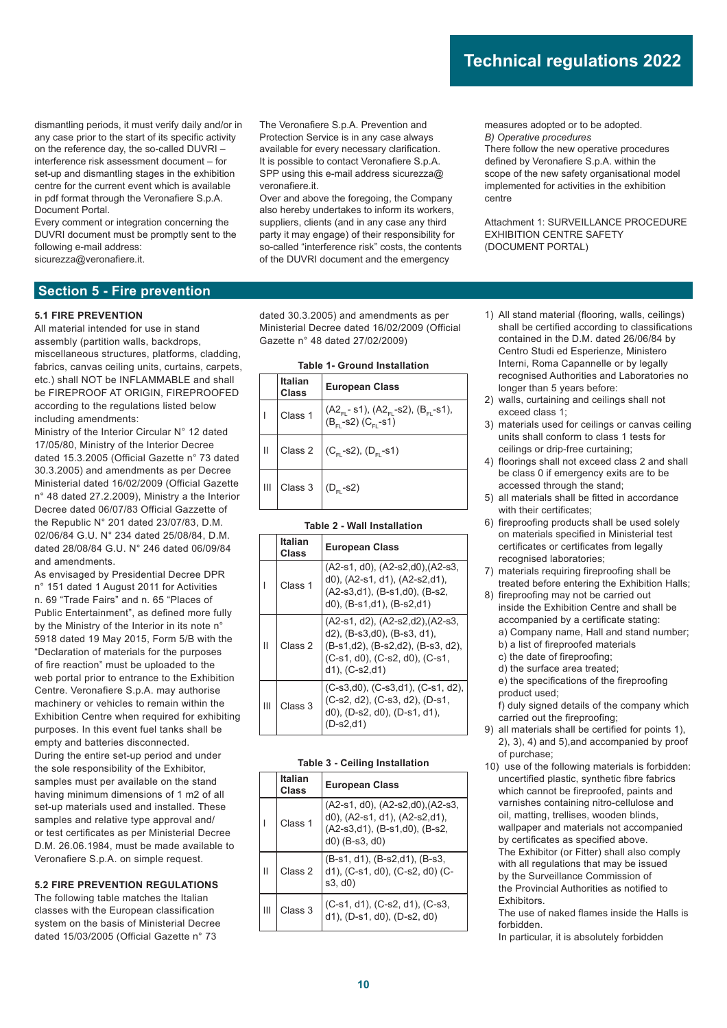dismantling periods, it must verify daily and/or in any case prior to the start of its specific activity on the reference day, the so-called DUVRI – interference risk assessment document – for set-up and dismantling stages in the exhibition centre for the current event which is available in pdf format through the Veronafiere S.p.A. Document Portal.

Every comment or integration concerning the DUVRI document must be promptly sent to the following e-mail address: sicurezza@veronafiere.it.

The Veronafiere S.p.A. Prevention and Protection Service is in any case always available for every necessary clarification. It is possible to contact Veronafiere S.p.A. SPP using this e-mail address sicurezza@veronafiere.it.

Over and above the foregoing, the Company also hereby undertakes to inform its workers, suppliers, clients (and in any case any third party it may engage) of their responsibility for so-called "interference risk" costs, the contents of the DUVRI document and the emergency measures adopted or to be adopted.

*B) Operative procedures*

There follow the new operative procedures defined by Veronafiere S.p.A. within the scope of the new safety organisational model implemented for activities in the exhibition centre

Attachment 1: SURVEILLANCE PROCEDURE EXHIBITION CENTRE SAFETY (DOCUMENT PORTAL)

## Section 5 - Fire prevention

### 5.1 FIRE PREVENTION

All material intended for use in stand assembly (partition walls, backdrops, miscellaneous structures, platforms, cladding, fabrics, canvas ceiling units, curtains, carpets, etc.) shall be NOT be INFLAMMABLE and shall be FIREPROOF AT ORIGIN, FIREPROOFED according to the regulations listed below including amendments:

Ministry of the Interior Circular N° 12 dated 17/05/80, Ministry of the Interior Decree dated 15.3.2005 (Official Gazette n° 73 dated 30.3.2005) and amendments as per Decree Ministerial dated 16/02/2009 (Official Gazette n° 48 dated 27.2.2009), Ministry a the Interior Decree dated 06/07/83 Official Gazzette of the Republic N° 201 dated 23/07/83, D.M. 02/06/84 G.U. N° 234 dated 25/08/84, D.M. dated 28/08/84 G.U. N° 246 dated 06/09/84 and amendments.

As envisaged by Presidential Decree DPR n° 151 dated 1 August 2011 for Activities n. 69 "Trade Fairs" and n. 65 "Places of Public Entertainment", as defined more fully by the Ministry of the Interior in its note n° 5918 dated 19 May 2015, Form 5/B with the "Declaration of materials for the purposes of fire reaction" must be uploaded to the web portal prior to entrance to the Exhibition Centre. Veronafiere S.p.A. may authorise machinery or vehicles to remain within the Exhibition Centre when required for exhibiting purposes. In this event fuel tanks shall be empty and batteries disconnected.

During the entire set-up period and under the sole responsibility of the Exhibitor, samples must per available on the stand having minimum dimensions of 1 m2 of all set-up materials used and installed. These samples and relative type approval and/ or test certificates as per Ministerial Decree D.M. 26.06.1984, must be made available to Veronafiere S.p.A. on simple request.

### 5.2 FIRE PREVENTION REGULATIONS

The following table matches the Italian classes with the European classification system on the basis of Ministerial Decree dated 15/03/2005 (Official Gazette n° 73 dated 30.3.2005) and amendments as per Ministerial Decree dated 16/02/2009 (Official Gazette n° 48 dated 27/02/2009)

**Table 1- Ground Installation**

| | Italian Class | European Class |
|---|---|---|
| I | Class 1 | ($A2_{FL}$- s1), ($A2_{FL}$-s2), ($B_{FL}$-s1), ($B_{FL}$-s2) ($C_{FL}$-s1) |
| II | Class 2 | ($C_{FL}$-s2), ($D_{FL}$-s1) |
| III | Class 3 | ($D_{FL}$-s2) |

**Table 2 - Wall Installation**

| | Italian Class | European Class |
|---|---|---|
| I | Class 1 | (A2-s1, d0), (A2-s2,d0),(A2-s3, d0), (A2-s1, d1), (A2-s2,d1), (A2-s3,d1), (B-s1,d0), (B-s2, d0), (B-s1,d1), (B-s2,d1) |
| II | Class 2 | (A2-s1, d2), (A2-s2,d2),(A2-s3, d2), (B-s3,d0), (B-s3, d1), (B-s1,d2), (B-s2,d2), (B-s3, d2), (C-s1, d0), (C-s2, d0), (C-s1, d1), (C-s2,d1) |
| III | Class 3 | (C-s3,d0), (C-s3,d1), (C-s1, d2), (C-s2, d2), (C-s3, d2), (D-s1, d0), (D-s2, d0), (D-s1, d1), (D-s2,d1) |

**Table 3 - Ceiling Installation**

| | Italian Class | European Class |
|---|---|---|
| I | Class 1 | (A2-s1, d0), (A2-s2,d0),(A2-s3, d0), (A2-s1, d1), (A2-s2,d1), (A2-s3,d1), (B-s1,d0), (B-s2, d0) (B-s3, d0) |
| II | Class 2 | (B-s1, d1), (B-s2,d1), (B-s3, d1), (C-s1, d0), (C-s2, d0) (C-s3, d0) |
| III | Class 3 | (C-s1, d1), (C-s2, d1), (C-s3, d1), (D-s1, d0), (D-s2, d0) |

1) All stand material (flooring, walls, ceilings) shall be certified according to classifications contained in the D.M. dated 26/06/84 by Centro Studi ed Esperienze, Ministero Interni, Roma Capannelle or by legally recognised Authorities and Laboratories no longer than 5 years before:
2) walls, curtaining and ceilings shall not exceed class 1;
3) materials used for ceilings or canvas ceiling units shall conform to class 1 tests for ceilings or drip-free curtaining;
4) floorings shall not exceed class 2 and shall be class 0 if emergency exits are to be accessed through the stand;
5) all materials shall be fitted in accordance with their certificates;
6) fireproofing products shall be used solely on materials specified in Ministerial test certificates or certificates from legally recognised laboratories;
7) materials requiring fireproofing shall be treated before entering the Exhibition Halls;
8) fireproofing may not be carried out inside the Exhibition Centre and shall be accompanied by a certificate stating:
   a) Company name, Hall and stand number;
   b) a list of fireproofed materials
   c) the date of fireproofing;
   d) the surface area treated;
   e) the specifications of the fireproofing product used;
   f) duly signed details of the company which carried out the fireproofing;
9) all materials shall be certified for points 1), 2), 3), 4) and 5),and accompanied by proof of purchase;
10) use of the following materials is forbidden: uncertified plastic, synthetic fibre fabrics which cannot be fireproofed, paints and varnishes containing nitro-cellulose and oil, matting, trellises, wooden blinds, wallpaper and materials not accompanied by certificates as specified above.
    The Exhibitor (or Fitter) shall also comply with all regulations that may be issued by the Surveillance Commission of the Provincial Authorities as notified to Exhibitors.
    The use of naked flames inside the Halls is forbidden.
    In particular, it is absolutely forbidden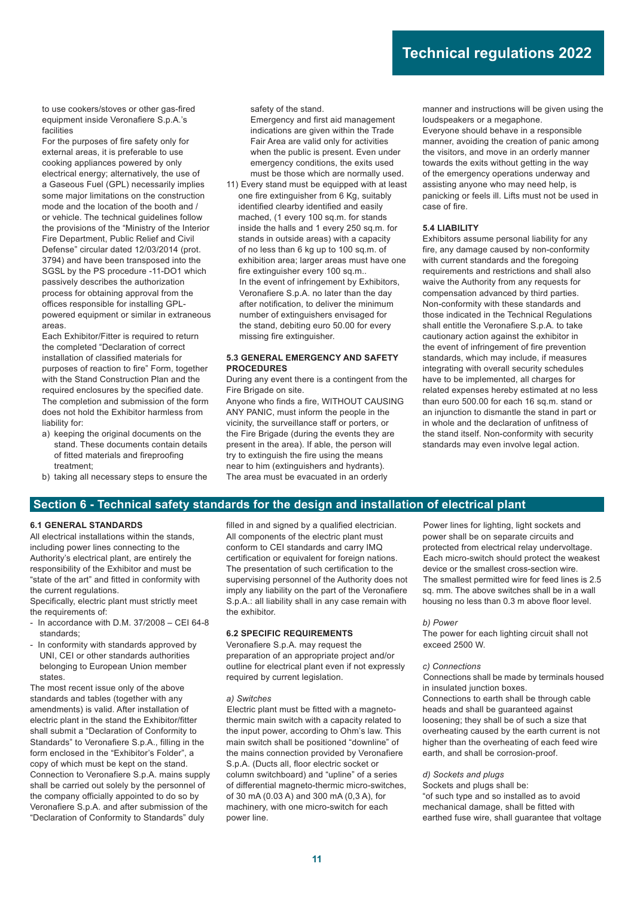to use cookers/stoves or other gas-fired equipment inside Veronafiere S.p.A.'s facilities

For the purposes of fire safety only for external areas, it is preferable to use cooking appliances powered by only electrical energy; alternatively, the use of a Gaseous Fuel (GPL) necessarily implies some major limitations on the construction mode and the location of the booth and / or vehicle. The technical guidelines follow the provisions of the "Ministry of the Interior Fire Department, Public Relief and Civil Defense" circular dated 12/03/2014 (prot. 3794) and have been transposed into the SGSL by the PS procedure -11-DO1 which passively describes the authorization process for obtaining approval from the offices responsible for installing GPL-powered equipment or similar in extraneous areas.

Each Exhibitor/Fitter is required to return the completed "Declaration of correct installation of classified materials for purposes of reaction to fire" Form, together with the Stand Construction Plan and the required enclosures by the specified date. The completion and submission of the form does not hold the Exhibitor harmless from liability for:

a) keeping the original documents on the stand. These documents contain details of fitted materials and fireproofing treatment;
b) taking all necessary steps to ensure the safety of the stand.

   Emergency and first aid management indications are given within the Trade Fair Area are valid only for activities when the public is present. Even under emergency conditions, the exits used must be those which are normally used.

11) Every stand must be equipped with at least one fire extinguisher from 6 Kg, suitably identified clearby identified and easily mached, (1 every 100 sq.m. for stands inside the halls and 1 every 250 sq.m. for stands in outside areas) with a capacity of no less than 6 kg up to 100 sq.m. of exhibition area; larger areas must have one fire extinguisher every 100 sq.m..
    In the event of infringement by Exhibitors, Veronafiere S.p.A. no later than the day after notification, to deliver the minimum number of extinguishers envisaged for the stand, debiting euro 50.00 for every missing fire extinguisher.

### 5.3 GENERAL EMERGENCY AND SAFETY PROCEDURES

During any event there is a contingent from the Fire Brigade on site.

Anyone who finds a fire, WITHOUT CAUSING ANY PANIC, must inform the people in the vicinity, the surveillance staff or porters, or the Fire Brigade (during the events they are present in the area). If able, the person will try to extinguish the fire using the means near to him (extinguishers and hydrants). The area must be evacuated in an orderly manner and instructions will be given using the loudspeakers or a megaphone.

Everyone should behave in a responsible manner, avoiding the creation of panic among the visitors, and move in an orderly manner towards the exits without getting in the way of the emergency operations underway and assisting anyone who may need help, is panicking or feels ill. Lifts must not be used in case of fire.

### 5.4 LIABILITY

Exhibitors assume personal liability for any fire, any damage caused by non-conformity with current standards and the foregoing requirements and restrictions and shall also waive the Authority from any requests for compensation advanced by third parties. Non-conformity with these standards and those indicated in the Technical Regulations shall entitle the Veronafiere S.p.A. to take cautionary action against the exhibitor in the event of infringement of fire prevention standards, which may include, if measures integrating with overall security schedules have to be implemented, all charges for related expenses hereby estimated at no less than euro 500.00 for each 16 sq.m. stand or an injunction to dismantle the stand in part or in whole and the declaration of unfitness of the stand itself. Non-conformity with security standards may even involve legal action.

## Section 6 - Technical safety standards for the design and installation of electrical plant

### 6.1 GENERAL STANDARDS

All electrical installations within the stands, including power lines connecting to the Authority's electrical plant, are entirely the responsibility of the Exhibitor and must be "state of the art" and fitted in conformity with the current regulations.

Specifically, electric plant must strictly meet the requirements of:

- In accordance with D.M. 37/2008 – CEI 64-8 standards;
- In conformity with standards approved by UNI, CEI or other standards authorities belonging to European Union member states.

The most recent issue only of the above standards and tables (together with any amendments) is valid. After installation of electric plant in the stand the Exhibitor/fitter shall submit a "Declaration of Conformity to Standards" to Veronafiere S.p.A., filling in the form enclosed in the "Exhibitor's Folder", a copy of which must be kept on the stand. Connection to Veronafiere S.p.A. mains supply shall be carried out solely by the personnel of the company officially appointed to do so by Veronafiere S.p.A. and after submission of the "Declaration of Conformity to Standards" duly filled in and signed by a qualified electrician. All components of the electric plant must conform to CEI standards and carry IMQ certification or equivalent for foreign nations. The presentation of such certification to the supervising personnel of the Authority does not imply any liability on the part of the Veronafiere S.p.A.: all liability shall in any case remain with the exhibitor.

### 6.2 SPECIFIC REQUIREMENTS

Veronafiere S.p.A. may request the preparation of an appropriate project and/or outline for electrical plant even if not expressly required by current legislation.

*a) Switches*

Electric plant must be fitted with a magneto-thermic main switch with a capacity related to the input power, according to Ohm's law. This main switch shall be positioned "downline" of the mains connection provided by Veronafiere S.p.A. (Ducts all, floor electric socket or column switchboard) and "upline" of a series of differential magneto-thermic micro-switches, of 30 mA (0.03 A) and 300 mA (0,3 A), for machinery, with one micro-switch for each power line.

Power lines for lighting, light sockets and power shall be on separate circuits and protected from electrical relay undervoltage. Each micro-switch should protect the weakest device or the smallest cross-section wire. The smallest permitted wire for feed lines is 2.5 sq. mm. The above switches shall be in a wall housing no less than 0.3 m above floor level.

*b) Power*

The power for each lighting circuit shall not exceed 2500 W.

*c) Connections*

Connections shall be made by terminals housed in insulated junction boxes.

Connections to earth shall be through cable heads and shall be guaranteed against loosening; they shall be of such a size that overheating caused by the earth current is not higher than the overheating of each feed wire earth, and shall be corrosion-proof.

*d) Sockets and plugs*

Sockets and plugs shall be:

"of such type and so installed as to avoid mechanical damage, shall be fitted with earthed fuse wire, shall guarantee that voltage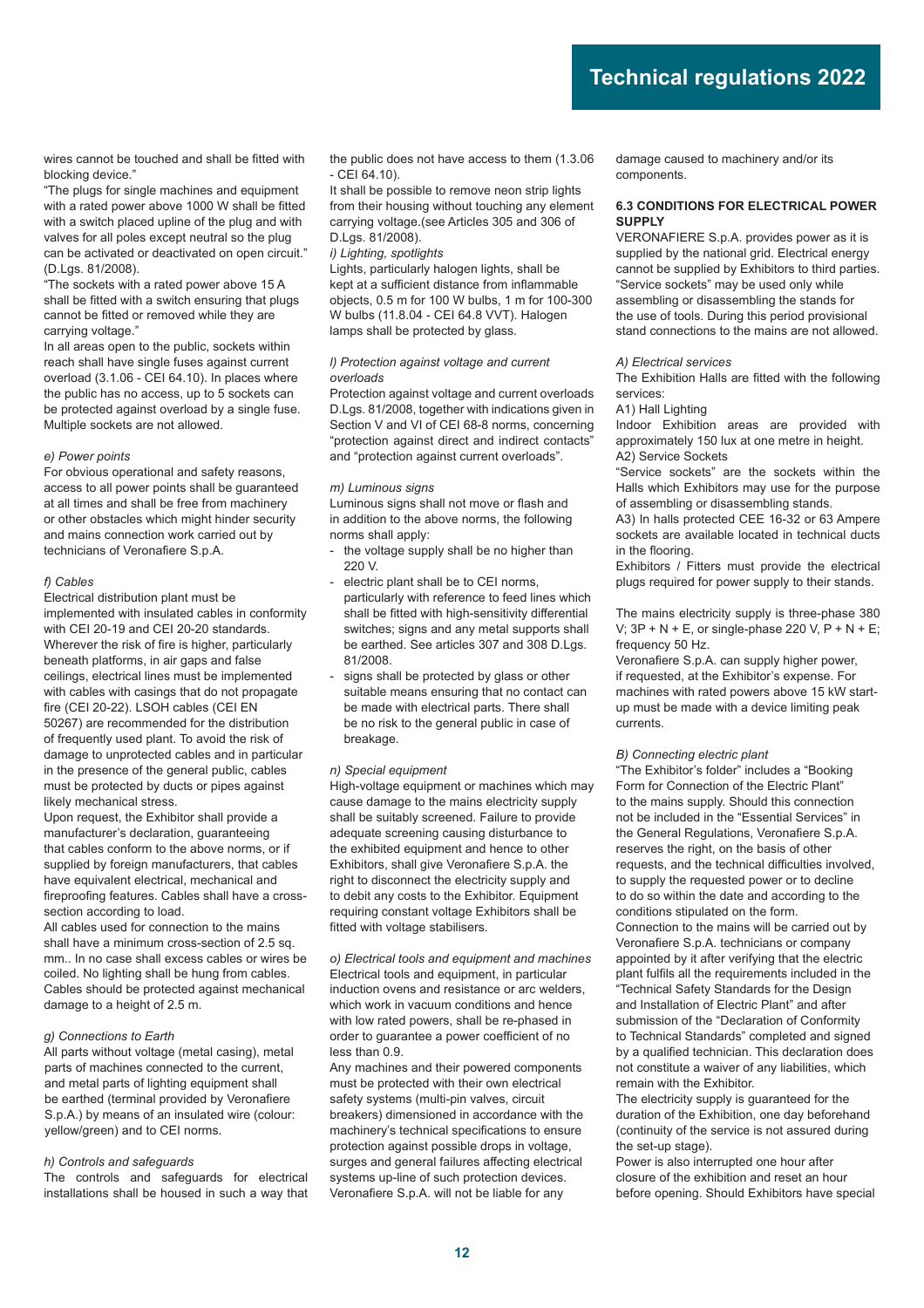wires cannot be touched and shall be fitted with blocking device."

"The plugs for single machines and equipment with a rated power above 1000 W shall be fitted with a switch placed upline of the plug and with valves for all poles except neutral so the plug can be activated or deactivated on open circuit." (D.Lgs. 81/2008).

"The sockets with a rated power above 15 A shall be fitted with a switch ensuring that plugs cannot be fitted or removed while they are carrying voltage."

In all areas open to the public, sockets within reach shall have single fuses against current overload (3.1.06 - CEI 64.10). In places where the public has no access, up to 5 sockets can be protected against overload by a single fuse. Multiple sockets are not allowed.

*e) Power points*

For obvious operational and safety reasons, access to all power points shall be guaranteed at all times and shall be free from machinery or other obstacles which might hinder security and mains connection work carried out by technicians of Veronafiere S.p.A.

*f) Cables*

Electrical distribution plant must be implemented with insulated cables in conformity with CEI 20-19 and CEI 20-20 standards. Wherever the risk of fire is higher, particularly beneath platforms, in air gaps and false ceilings, electrical lines must be implemented with cables with casings that do not propagate fire (CEI 20-22). LSOH cables (CEI EN 50267) are recommended for the distribution of frequently used plant. To avoid the risk of damage to unprotected cables and in particular in the presence of the general public, cables must be protected by ducts or pipes against likely mechanical stress.

Upon request, the Exhibitor shall provide a manufacturer's declaration, guaranteeing that cables conform to the above norms, or if supplied by foreign manufacturers, that cables have equivalent electrical, mechanical and fireproofing features. Cables shall have a cross-section according to load.

All cables used for connection to the mains shall have a minimum cross-section of 2.5 sq. mm.. In no case shall excess cables or wires be coiled. No lighting shall be hung from cables. Cables should be protected against mechanical damage to a height of 2.5 m.

*g) Connections to Earth*

All parts without voltage (metal casing), metal parts of machines connected to the current, and metal parts of lighting equipment shall be earthed (terminal provided by Veronafiere S.p.A.) by means of an insulated wire (colour: yellow/green) and to CEI norms.

*h) Controls and safeguards*

The controls and safeguards for electrical installations shall be housed in such a way that the public does not have access to them (1.3.06 - CEI 64.10).

It shall be possible to remove neon strip lights from their housing without touching any element carrying voltage.(see Articles 305 and 306 of D.Lgs. 81/2008).

*i) Lighting, spotlights*

Lights, particularly halogen lights, shall be kept at a sufficient distance from inflammable objects, 0.5 m for 100 W bulbs, 1 m for 100-300 W bulbs (11.8.04 - CEI 64.8 VVT). Halogen lamps shall be protected by glass.

*l) Protection against voltage and current overloads*

Protection against voltage and current overloads D.Lgs. 81/2008, together with indications given in Section V and VI of CEI 68-8 norms, concerning "protection against direct and indirect contacts" and "protection against current overloads".

*m) Luminous signs*

Luminous signs shall not move or flash and in addition to the above norms, the following norms shall apply:

- the voltage supply shall be no higher than 220 V.
- electric plant shall be to CEI norms, particularly with reference to feed lines which shall be fitted with high-sensitivity differential switches; signs and any metal supports shall be earthed. See articles 307 and 308 D.Lgs. 81/2008.
- signs shall be protected by glass or other suitable means ensuring that no contact can be made with electrical parts. There shall be no risk to the general public in case of breakage.

*n) Special equipment*

High-voltage equipment or machines which may cause damage to the mains electricity supply shall be suitably screened. Failure to provide adequate screening causing disturbance to the exhibited equipment and hence to other Exhibitors, shall give Veronafiere S.p.A. the right to disconnect the electricity supply and to debit any costs to the Exhibitor. Equipment requiring constant voltage Exhibitors shall be fitted with voltage stabilisers.

*o) Electrical tools and equipment and machines*

Electrical tools and equipment, in particular induction ovens and resistance or arc welders, which work in vacuum conditions and hence with low rated powers, shall be re-phased in order to guarantee a power coefficient of no less than 0.9.

Any machines and their powered components must be protected with their own electrical safety systems (multi-pin valves, circuit breakers) dimensioned in accordance with the machinery's technical specifications to ensure protection against possible drops in voltage, surges and general failures affecting electrical systems up-line of such protection devices. Veronafiere S.p.A. will not be liable for any damage caused to machinery and/or its components.

### 6.3 CONDITIONS FOR ELECTRICAL POWER SUPPLY

VERONAFIERE S.p.A. provides power as it is supplied by the national grid. Electrical energy cannot be supplied by Exhibitors to third parties. "Service sockets" may be used only while assembling or disassembling the stands for the use of tools. During this period provisional stand connections to the mains are not allowed.

*A) Electrical services*

The Exhibition Halls are fitted with the following services:

A1) Hall Lighting

Indoor Exhibition areas are provided with approximately 150 lux at one metre in height.

A2) Service Sockets

"Service sockets" are the sockets within the Halls which Exhibitors may use for the purpose of assembling or disassembling stands.

A3) In halls protected CEE 16-32 or 63 Ampere sockets are available located in technical ducts in the flooring.

Exhibitors / Fitters must provide the electrical plugs required for power supply to their stands.

The mains electricity supply is three-phase 380 V; 3P + N + E, or single-phase 220 V, P + N + E; frequency 50 Hz.

Veronafiere S.p.A. can supply higher power, if requested, at the Exhibitor's expense. For machines with rated powers above 15 kW start-up must be made with a device limiting peak currents.

*B) Connecting electric plant*

"The Exhibitor's folder" includes a "Booking Form for Connection of the Electric Plant" to the mains supply. Should this connection not be included in the "Essential Services" in the General Regulations, Veronafiere S.p.A. reserves the right, on the basis of other requests, and the technical difficulties involved, to supply the requested power or to decline to do so within the date and according to the conditions stipulated on the form.

Connection to the mains will be carried out by Veronafiere S.p.A. technicians or company appointed by it after verifying that the electric plant fulfils all the requirements included in the "Technical Safety Standards for the Design and Installation of Electric Plant" and after submission of the "Declaration of Conformity to Technical Standards" completed and signed by a qualified technician. This declaration does not constitute a waiver of any liabilities, which remain with the Exhibitor.

The electricity supply is guaranteed for the duration of the Exhibition, one day beforehand (continuity of the service is not assured during the set-up stage).

Power is also interrupted one hour after closure of the exhibition and reset an hour before opening. Should Exhibitors have special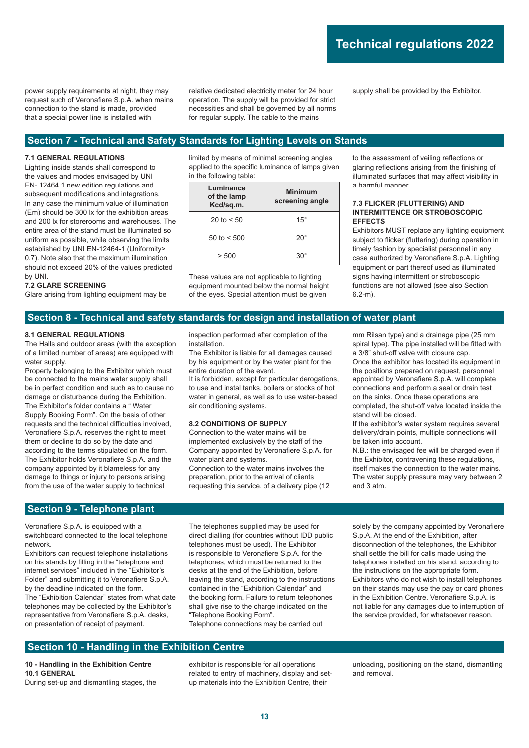power supply requirements at night, they may request such of Veronafiere S.p.A. when mains connection to the stand is made, provided that a special power line is installed with relative dedicated electricity meter for 24 hour operation. The supply will be provided for strict necessities and shall be governed by all norms for regular supply. The cable to the mains supply shall be provided by the Exhibitor.

## Section 7 - Technical and Safety Standards for Lighting Levels on Stands

### 7.1 GENERAL REGULATIONS

Lighting inside stands shall correspond to the values and modes envisaged by UNI EN- 12464.1 new edition regulations and subsequent modifications and integrations. In any case the minimum value of illumination (Em) should be 300 lx for the exhibition areas and 200 lx for storerooms and warehouses. The entire area of the stand must be illuminated so uniform as possible, while observing the limits established by UNI EN-12464-1 (Uniformity> 0.7). Note also that the maximum illumination should not exceed 20% of the values predicted by UNI.

### 7.2 GLARE SCREENING

Glare arising from lighting equipment may be limited by means of minimal screening angles applied to the specific luminance of lamps given in the following table:

| Luminance of the lamp Kcd/sq.m. | Minimum screening angle |
|---|---|
| 20 to < 50 | 15° |
| 50 to < 500 | 20° |
| > 500 | 30° |

These values are not applicable to lighting equipment mounted below the normal height of the eyes. Special attention must be given to the assessment of veiling reflections or glaring reflections arising from the finishing of illuminated surfaces that may affect visibility in a harmful manner.

### 7.3 FLICKER (FLUTTERING) AND INTERMITTENCE OR STROBOSCOPIC EFFECTS

Exhibitors MUST replace any lighting equipment subject to flicker (fluttering) during operation in timely fashion by specialist personnel in any case authorized by Veronafiere S.p.A. Lighting equipment or part thereof used as illuminated signs having intermittent or stroboscopic functions are not allowed (see also Section 6.2-m).

## Section 8 - Technical and safety standards for design and installation of water plant

### 8.1 GENERAL REGULATIONS

The Halls and outdoor areas (with the exception of a limited number of areas) are equipped with water supply.
Property belonging to the Exhibitor which must be connected to the mains water supply shall be in perfect condition and such as to cause no damage or disturbance during the Exhibition.
The Exhibitor's folder contains a " Water Supply Booking Form". On the basis of other requests and the technical difficulties involved, Veronafiere S.p.A. reserves the right to meet them or decline to do so by the date and according to the terms stipulated on the form.
The Exhibitor holds Veronafiere S.p.A. and the company appointed by it blameless for any damage to things or injury to persons arising from the use of the water supply to technical inspection performed after completion of the installation.
The Exhibitor is liable for all damages caused by his equipment or by the water plant for the entire duration of the event.
It is forbidden, except for particular derogations, to use and instal tanks, boilers or stocks of hot water in general, as well as to use water-based air conditioning systems.

### 8.2 CONDITIONS OF SUPPLY

Connection to the water mains will be implemented exclusively by the staff of the Company appointed by Veronafiere S.p.A. for water plant and systems.
Connection to the water mains involves the preparation, prior to the arrival of clients requesting this service, of a delivery pipe (12 mm Rilsan type) and a drainage pipe (25 mm spiral type). The pipe installed will be fitted with a 3/8" shut-off valve with closure cap.
Once the exhibitor has located its equipment in the positions prepared on request, personnel appointed by Veronafiere S.p.A. will complete connections and perform a seal or drain test on the sinks. Once these operations are completed, the shut-off valve located inside the stand will be closed.
If the exhibitor's water system requires several delivery/drain points, multiple connections will be taken into account.
N.B.: the envisaged fee will be charged even if the Exhibitor, contravening these regulations, itself makes the connection to the water mains.
The water supply pressure may vary between 2 and 3 atm.

## Section 9 - Telephone plant

Veronafiere S.p.A. is equipped with a switchboard connected to the local telephone network.
Exhibitors can request telephone installations on his stands by filling in the "telephone and internet services" included in the "Exhibitor's Folder" and submitting it to Veronafiere S.p.A. by the deadline indicated on the form.
The "Exhibition Calendar" states from what date telephones may be collected by the Exhibitor's representative from Veronafiere S.p.A. desks, on presentation of receipt of payment.
The telephones supplied may be used for direct dialling (for countries without IDD public telephones must be used). The Exhibitor is responsible to Veronafiere S.p.A. for the telephones, which must be returned to the desks at the end of the Exhibition, before leaving the stand, according to the instructions contained in the "Exhibition Calendar" and the booking form. Failure to return telephones shall give rise to the charge indicated on the "Telephone Booking Form".
Telephone connections may be carried out solely by the company appointed by Veronafiere S.p.A. At the end of the Exhibition, after disconnection of the telephones, the Exhibitor shall settle the bill for calls made using the telephones installed on his stand, according to the instructions on the appropriate form.
Exhibitors who do not wish to install telephones on their stands may use the pay or card phones in the Exhibition Centre. Veronafiere S.p.A. is not liable for any damages due to interruption of the service provided, for whatsoever reason.

## Section 10 - Handling in the Exhibition Centre

**10 - Handling in the Exhibition Centre**

### 10.1 GENERAL

During set-up and dismantling stages, the exhibitor is responsible for all operations related to entry of machinery, display and set-up materials into the Exhibition Centre, their unloading, positioning on the stand, dismantling and removal.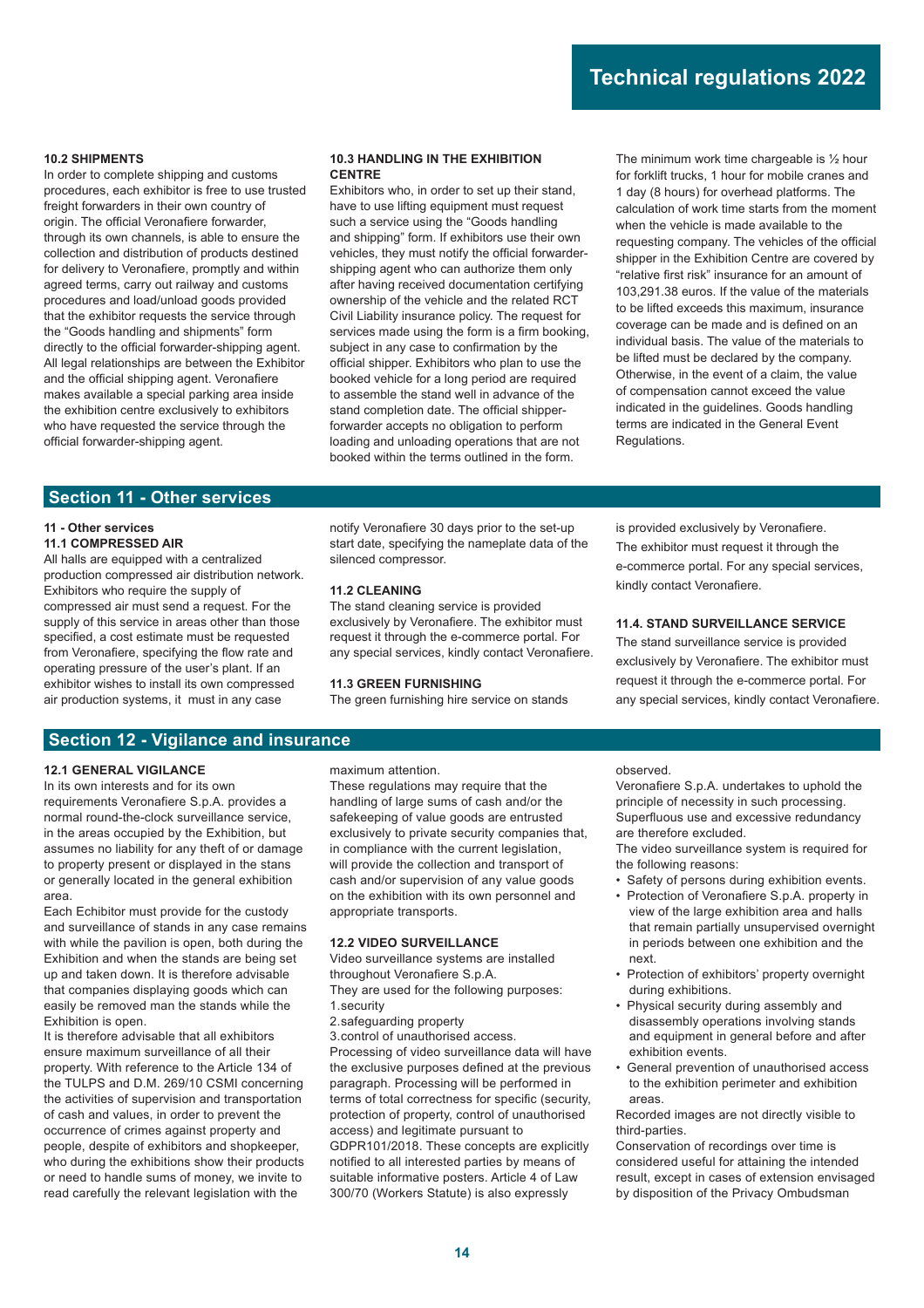#### 10.2 SHIPMENTS

In order to complete shipping and customs procedures, each exhibitor is free to use trusted freight forwarders in their own country of origin. The official Veronafiere forwarder, through its own channels, is able to ensure the collection and distribution of products destined for delivery to Veronafiere, promptly and within agreed terms, carry out railway and customs procedures and load/unload goods provided that the exhibitor requests the service through the "Goods handling and shipments" form directly to the official forwarder-shipping agent. All legal relationships are between the Exhibitor and the official shipping agent. Veronafiere makes available a special parking area inside the exhibition centre exclusively to exhibitors who have requested the service through the official forwarder-shipping agent.

#### 10.3 HANDLING IN THE EXHIBITION CENTRE

Exhibitors who, in order to set up their stand, have to use lifting equipment must request such a service using the "Goods handling and shipping" form. If exhibitors use their own vehicles, they must notify the official forwarder-shipping agent who can authorize them only after having received documentation certifying ownership of the vehicle and the related RCT Civil Liability insurance policy. The request for services made using the form is a firm booking, subject in any case to confirmation by the official shipper. Exhibitors who plan to use the booked vehicle for a long period are required to assemble the stand well in advance of the stand completion date. The official shipper-forwarder accepts no obligation to perform loading and unloading operations that are not booked within the terms outlined in the form.

The minimum work time chargeable is ½ hour for forklift trucks, 1 hour for mobile cranes and 1 day (8 hours) for overhead platforms. The calculation of work time starts from the moment when the vehicle is made available to the requesting company. The vehicles of the official shipper in the Exhibition Centre are covered by "relative first risk" insurance for an amount of 103,291.38 euros. If the value of the materials to be lifted exceeds this maximum, insurance coverage can be made and is defined on an individual basis. The value of the materials to be lifted must be declared by the company. Otherwise, in the event of a claim, the value of compensation cannot exceed the value indicated in the guidelines. Goods handling terms are indicated in the General Event Regulations.

## Section 11 - Other services

#### 11 - Other services
#### 11.1 COMPRESSED AIR

All halls are equipped with a centralized production compressed air distribution network. Exhibitors who require the supply of compressed air must send a request. For the supply of this service in areas other than those specified, a cost estimate must be requested from Veronafiere, specifying the flow rate and operating pressure of the user's plant. If an exhibitor wishes to install its own compressed air production systems, it must in any case notify Veronafiere 30 days prior to the set-up start date, specifying the nameplate data of the silenced compressor.

#### 11.2 CLEANING

The stand cleaning service is provided exclusively by Veronafiere. The exhibitor must request it through the e-commerce portal. For any special services, kindly contact Veronafiere.

#### 11.3 GREEN FURNISHING

The green furnishing hire service on stands is provided exclusively by Veronafiere. The exhibitor must request it through the e-commerce portal. For any special services, kindly contact Veronafiere.

#### 11.4. STAND SURVEILLANCE SERVICE

The stand surveillance service is provided exclusively by Veronafiere. The exhibitor must request it through the e-commerce portal. For any special services, kindly contact Veronafiere.

## Section 12 - Vigilance and insurance

#### 12.1 GENERAL VIGILANCE

In its own interests and for its own requirements Veronafiere S.p.A. provides a normal round-the-clock surveillance service, in the areas occupied by the Exhibition, but assumes no liability for any theft of or damage to property present or displayed in the stans or generally located in the general exhibition area.

Each Echibitor must provide for the custody and surveillance of stands in any case remains with while the pavilion is open, both during the Exhibition and when the stands are being set up and taken down. It is therefore advisable that companies displaying goods which can easily be removed man the stands while the Exhibition is open.

It is therefore advisable that all exhibitors ensure maximum surveillance of all their property. With reference to the Article 134 of the TULPS and D.M. 269/10 CSMI concerning the activities of supervision and transportation of cash and values, in order to prevent the occurrence of crimes against property and people, despite of exhibitors and shopkeeper, who during the exhibitions show their products or need to handle sums of money, we invite to read carefully the relevant legislation with the maximum attention.

These regulations may require that the handling of large sums of cash and/or the safekeeping of value goods are entrusted exclusively to private security companies that, in compliance with the current legislation, will provide the collection and transport of cash and/or supervision of any value goods on the exhibition with its own personnel and appropriate transports.

#### 12.2 VIDEO SURVEILLANCE

Video surveillance systems are installed throughout Veronafiere S.p.A.

They are used for the following purposes:

1.security

2.safeguarding property

3.control of unauthorised access.

Processing of video surveillance data will have the exclusive purposes defined at the previous paragraph. Processing will be performed in terms of total correctness for specific (security, protection of property, control of unauthorised access) and legitimate pursuant to GDPR101/2018. These concepts are explicitly notified to all interested parties by means of suitable informative posters. Article 4 of Law 300/70 (Workers Statute) is also expressly observed.

Veronafiere S.p.A. undertakes to uphold the principle of necessity in such processing. Superfluous use and excessive redundancy are therefore excluded.

The video surveillance system is required for the following reasons:

- Safety of persons during exhibition events.
- Protection of Veronafiere S.p.A. property in view of the large exhibition area and halls that remain partially unsupervised overnight in periods between one exhibition and the next.
- Protection of exhibitors' property overnight during exhibitions.
- Physical security during assembly and disassembly operations involving stands and equipment in general before and after exhibition events.
- General prevention of unauthorised access to the exhibition perimeter and exhibition areas.

Recorded images are not directly visible to third-parties.

Conservation of recordings over time is considered useful for attaining the intended result, except in cases of extension envisaged by disposition of the Privacy Ombudsman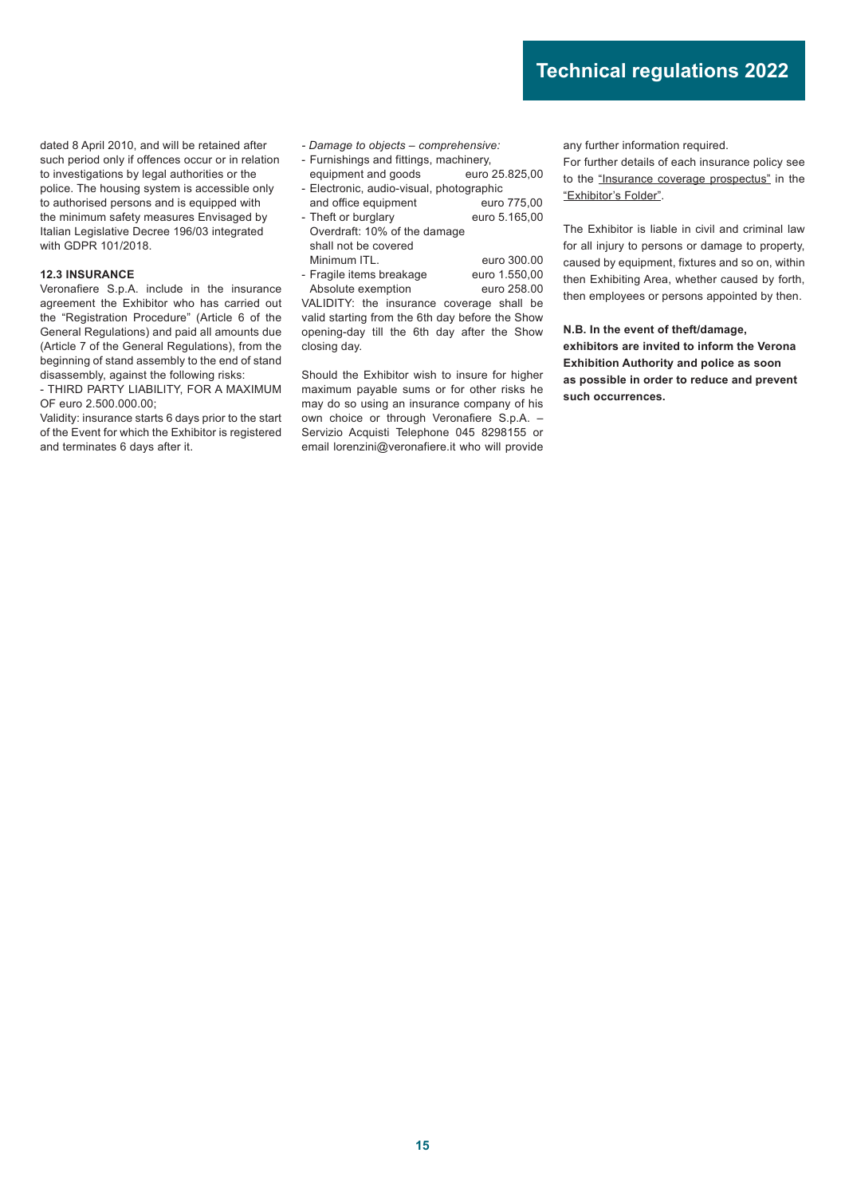dated 8 April 2010, and will be retained after such period only if offences occur or in relation to investigations by legal authorities or the police. The housing system is accessible only to authorised persons and is equipped with the minimum safety measures Envisaged by Italian Legislative Decree 196/03 integrated with GDPR 101/2018.

### 12.3 INSURANCE

Veronafiere S.p.A. include in the insurance agreement the Exhibitor who has carried out the "Registration Procedure" (Article 6 of the General Regulations) and paid all amounts due (Article 7 of the General Regulations), from the beginning of stand assembly to the end of stand disassembly, against the following risks:

- THIRD PARTY LIABILITY, FOR A MAXIMUM OF euro 2.500.000.00;

Validity: insurance starts 6 days prior to the start of the Event for which the Exhibitor is registered and terminates 6 days after it.

- *Damage to objects – comprehensive:*
- Furnishings and fittings, machinery, equipment and goods — euro 25.825,00
- Electronic, audio-visual, photographic and office equipment — euro 775,00
- Theft or burglary — euro 5.165,00
  Overdraft: 10% of the damage shall not be covered
  Minimum ITL. — euro 300.00
- Fragile items breakage — euro 1.550,00
  Absolute exemption — euro 258.00

VALIDITY: the insurance coverage shall be valid starting from the 6th day before the Show opening-day till the 6th day after the Show closing day.

Should the Exhibitor wish to insure for higher maximum payable sums or for other risks he may do so using an insurance company of his own choice or through Veronafiere S.p.A. – Servizio Acquisti Telephone 045 8298155 or email lorenzini@veronafiere.it who will provide any further information required.

For further details of each insurance policy see to the "Insurance coverage prospectus" in the "Exhibitor's Folder".

The Exhibitor is liable in civil and criminal law for all injury to persons or damage to property, caused by equipment, fixtures and so on, within then Exhibiting Area, whether caused by forth, then employees or persons appointed by then.

**N.B. In the event of theft/damage, exhibitors are invited to inform the Verona Exhibition Authority and police as soon as possible in order to reduce and prevent such occurrences.**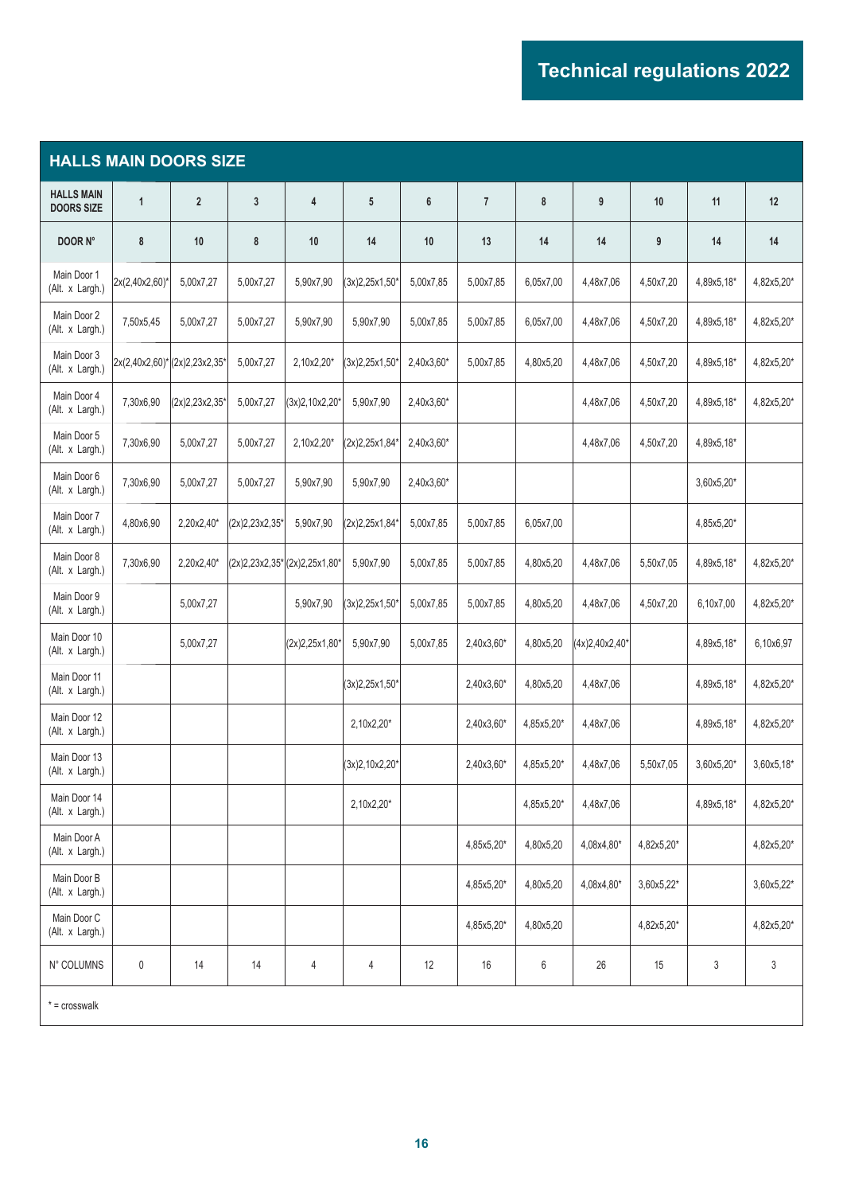## HALLS MAIN DOORS SIZE

| HALLS MAIN DOORS SIZE | 1 | 2 | 3 | 4 | 5 | 6 | 7 | 8 | 9 | 10 | 11 | 12 |
|---|---|---|---|---|---|---|---|---|---|---|---|---|
| DOOR N° | 8 | 10 | 8 | 10 | 14 | 10 | 13 | 14 | 14 | 9 | 14 | 14 |
| Main Door 1 (Alt. x Largh.) | 2x(2,40x2,60)* | 5,00x7,27 | 5,00x7,27 | 5,90x7,90 | (3x)2,25x1,50* | 5,00x7,85 | 5,00x7,85 | 6,05x7,00 | 4,48x7,06 | 4,50x7,20 | 4,89x5,18* | 4,82x5,20* |
| Main Door 2 (Alt. x Largh.) | 7,50x5,45 | 5,00x7,27 | 5,00x7,27 | 5,90x7,90 | 5,90x7,90 | 5,00x7,85 | 5,00x7,85 | 6,05x7,00 | 4,48x7,06 | 4,50x7,20 | 4,89x5,18* | 4,82x5,20* |
| Main Door 3 (Alt. x Largh.) | 2x(2,40x2,60)* | (2x)2,23x2,35* | 5,00x7,27 | 2,10x2,20* | (3x)2,25x1,50* | 2,40x3,60* | 5,00x7,85 | 4,80x5,20 | 4,48x7,06 | 4,50x7,20 | 4,89x5,18* | 4,82x5,20* |
| Main Door 4 (Alt. x Largh.) | 7,30x6,90 | (2x)2,23x2,35* | 5,00x7,27 | (3x)2,10x2,20* | 5,90x7,90 | 2,40x3,60* | | | 4,48x7,06 | 4,50x7,20 | 4,89x5,18* | 4,82x5,20* |
| Main Door 5 (Alt. x Largh.) | 7,30x6,90 | 5,00x7,27 | 5,00x7,27 | 2,10x2,20* | (2x)2,25x1,84* | 2,40x3,60* | | | 4,48x7,06 | 4,50x7,20 | 4,89x5,18* | |
| Main Door 6 (Alt. x Largh.) | 7,30x6,90 | 5,00x7,27 | 5,00x7,27 | 5,90x7,90 | 5,90x7,90 | 2,40x3,60* | | | | | 3,60x5,20* | |
| Main Door 7 (Alt. x Largh.) | 4,80x6,90 | 2,20x2,40* | (2x)2,23x2,35* | 5,90x7,90 | (2x)2,25x1,84* | 5,00x7,85 | 5,00x7,85 | 6,05x7,00 | | | 4,85x5,20* | |
| Main Door 8 (Alt. x Largh.) | 7,30x6,90 | 2,20x2,40* | (2x)2,23x2,35* | (2x)2,25x1,80* | 5,90x7,90 | 5,00x7,85 | 5,00x7,85 | 4,80x5,20 | 4,48x7,06 | 5,50x7,05 | 4,89x5,18* | 4,82x5,20* |
| Main Door 9 (Alt. x Largh.) | | 5,00x7,27 | | 5,90x7,90 | (3x)2,25x1,50* | 5,00x7,85 | 5,00x7,85 | 4,80x5,20 | 4,48x7,06 | 4,50x7,20 | 6,10x7,00 | 4,82x5,20* |
| Main Door 10 (Alt. x Largh.) | | 5,00x7,27 | | (2x)2,25x1,80* | 5,90x7,90 | 5,00x7,85 | 2,40x3,60* | 4,80x5,20 | (4x)2,40x2,40* | | 4,89x5,18* | 6,10x6,97 |
| Main Door 11 (Alt. x Largh.) | | | | | (3x)2,25x1,50* | | 2,40x3,60* | 4,80x5,20 | 4,48x7,06 | | 4,89x5,18* | 4,82x5,20* |
| Main Door 12 (Alt. x Largh.) | | | | | 2,10x2,20* | | 2,40x3,60* | 4,85x5,20* | 4,48x7,06 | | 4,89x5,18* | 4,82x5,20* |
| Main Door 13 (Alt. x Largh.) | | | | | (3x)2,10x2,20* | | 2,40x3,60* | 4,85x5,20* | 4,48x7,06 | 5,50x7,05 | 3,60x5,20* | 3,60x5,18* |
| Main Door 14 (Alt. x Largh.) | | | | | 2,10x2,20* | | | 4,85x5,20* | 4,48x7,06 | | 4,89x5,18* | 4,82x5,20* |
| Main Door A (Alt. x Largh.) | | | | | | | 4,85x5,20* | 4,80x5,20 | 4,08x4,80* | 4,82x5,20* | | 4,82x5,20* |
| Main Door B (Alt. x Largh.) | | | | | | | 4,85x5,20* | 4,80x5,20 | 4,08x4,80* | 3,60x5,22* | | 3,60x5,22* |
| Main Door C (Alt. x Largh.) | | | | | | | 4,85x5,20* | 4,80x5,20 | | 4,82x5,20* | | 4,82x5,20* |
| N° COLUMNS | 0 | 14 | 14 | 4 | 4 | 12 | 16 | 6 | 26 | 15 | 3 | 3 |

* = crosswalk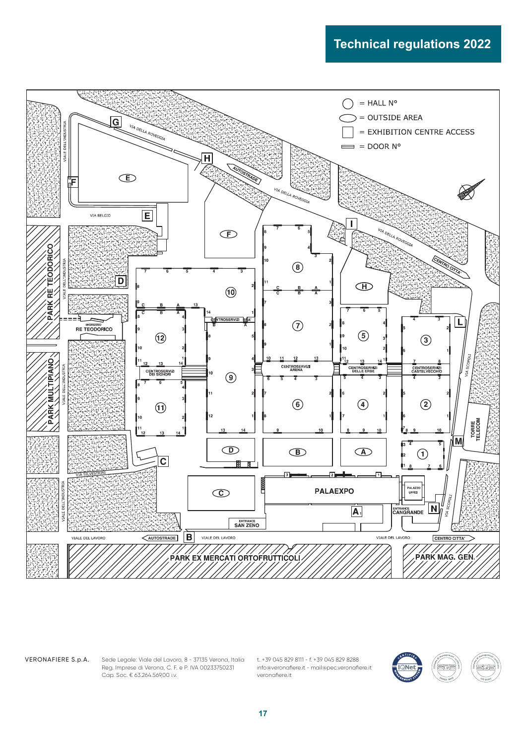## Technical regulations 2022

= HALL N°

= OUTSIDE AREA

= EXHIBITION CENTRE ACCESS

= DOOR N°

VIA DELLA ROVEGGIA

AUTOSTRADE

CENTRO CITTA'

VIA BELGIO

VIALE DELL'INDUSTRIA

PARK RE TEODORICO

INGRESSO RE TEODORICO

PARK MULTIPIANO

CENTROSERVIZI BRA'

CENTROSERVIZI DEI SIGNORI

CENTROSERVIZI ARENA

CENTROSERVIZI DELLE ERBE

CENTROSERVIZI CASTELVECCHIO

VIA SCOPOLI

TORRE TELECOM

VIA SILVESTRINI

PALAEXPO

PALAZZO UFFICI

ENTRANCE CANGRANDE

ENTRANCE SAN ZENO

VIALE DEL LAVORO

PARK EX MERCATI ORTOFRUTTICOLI

PARK MAG. GEN.

VERONAFIERE S.p.A.

Sede Legale: Viale del Lavoro, 8 - 37135 Verona, Italia
Reg. Imprese di Verona; C. F. e P. IVA 00233750231
Cap. Soc. € 63.264.569,00 i.v.

t. +39 045 829 8111 - f. +39 045 829 8288
info@veronafiere.it - mail@pec.veronafiere.it
veronafiere.it